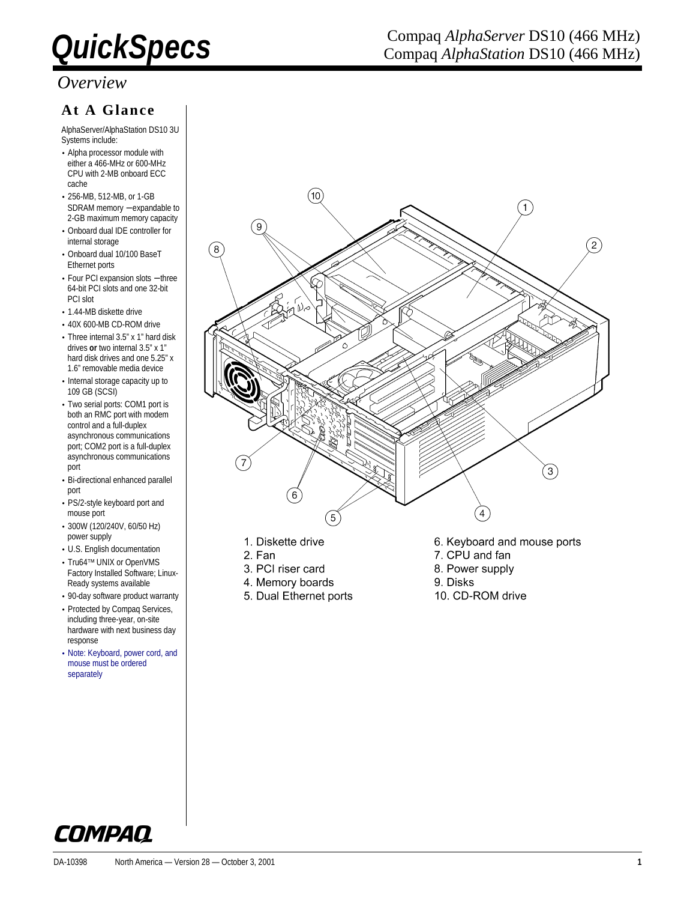# QuickSpecs

Compaq *AlphaServer* DS10 (466 MHz)
Compaq *AlphaStation* DS10 (466 MHz)

## *Overview*

### At A Glance

AlphaServer/AlphaStation DS10 3U Systems include:

- Alpha processor module with either a 466-MHz or 600-MHz CPU with 2-MB onboard ECC cache
- 256-MB, 512-MB, or 1-GB SDRAM memory – expandable to 2-GB maximum memory capacity
- Onboard dual IDE controller for internal storage
- Onboard dual 10/100 BaseT Ethernet ports
- Four PCI expansion slots – three 64-bit PCI slots and one 32-bit PCI slot
- 1.44-MB diskette drive
- 40X 600-MB CD-ROM drive
- Three internal 3.5" x 1" hard disk drives **or** two internal 3.5" x 1" hard disk drives and one 5.25" x 1.6" removable media device
- Internal storage capacity up to 109 GB (SCSI)
- Two serial ports: COM1 port is both an RMC port with modem control and a full-duplex asynchronous communications port; COM2 port is a full-duplex asynchronous communications port
- Bi-directional enhanced parallel port
- PS/2-style keyboard port and mouse port
- 300W (120/240V, 60/50 Hz) power supply
- U.S. English documentation
- Tru64™ UNIX or OpenVMS Factory Installed Software; Linux-Ready systems available
- 90-day software product warranty
- Protected by Compaq Services, including three-year, on-site hardware with next business day response
- Note: Keyboard, power cord, and mouse must be ordered separately

1. Diskette drive
2. Fan
3. PCI riser card
4. Memory boards
5. Dual Ethernet ports
6. Keyboard and mouse ports
7. CPU and fan
8. Power supply
9. Disks
10. CD-ROM drive

DA-10398 North America — Version 28 — October 3, 2001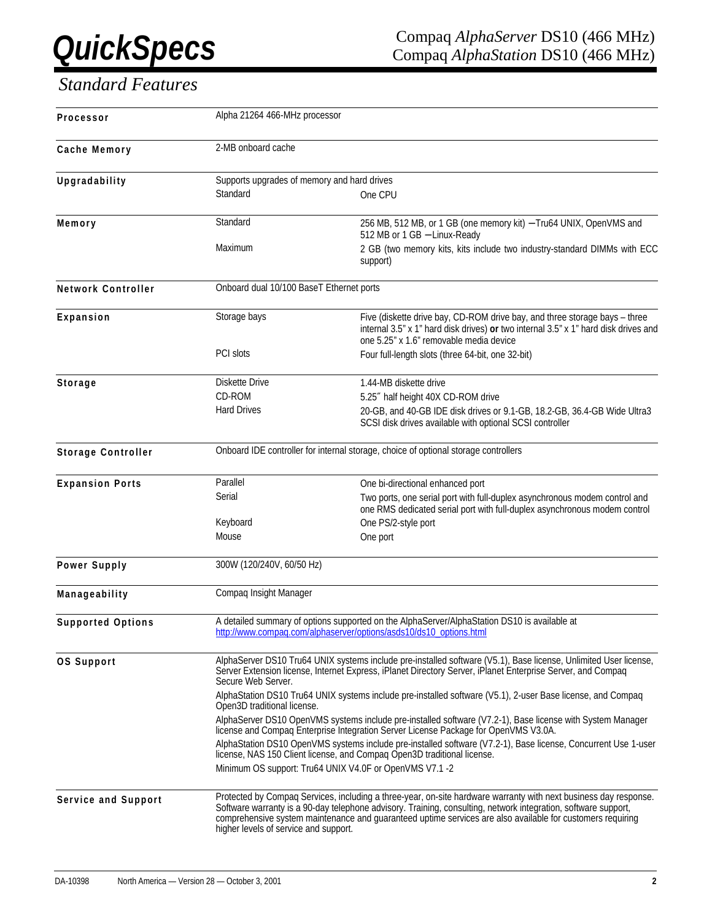# Standard Features

| | | |
|---|---|---|
| **Processor** | Alpha 21264 466-MHz processor | |
| **Cache Memory** | 2-MB onboard cache | |
| **Upgradability** | Supports upgrades of memory and hard drives | |
| | Standard | One CPU |
| **Memory** | Standard | 256 MB, 512 MB, or 1 GB (one memory kit) —Tru64 UNIX, OpenVMS and 512 MB or 1 GB —Linux-Ready |
| | Maximum | 2 GB (two memory kits, kits include two industry-standard DIMMs with ECC support) |
| **Network Controller** | Onboard dual 10/100 BaseT Ethernet ports | |
| **Expansion** | Storage bays | Five (diskette drive bay, CD-ROM drive bay, and three storage bays – three internal 3.5" x 1" hard disk drives) **or** two internal 3.5" x 1" hard disk drives and one 5.25" x 1.6" removable media device |
| | PCI slots | Four full-length slots (three 64-bit, one 32-bit) |
| **Storage** | Diskette Drive | 1.44-MB diskette drive |
| | CD-ROM | 5.25″ half height 40X CD-ROM drive |
| | Hard Drives | 20-GB, and 40-GB IDE disk drives or 9.1-GB, 18.2-GB, 36.4-GB Wide Ultra3 SCSI disk drives available with optional SCSI controller |
| **Storage Controller** | Onboard IDE controller for internal storage, choice of optional storage controllers | |
| **Expansion Ports** | Parallel | One bi-directional enhanced port |
| | Serial | Two ports, one serial port with full-duplex asynchronous modem control and one RMS dedicated serial port with full-duplex asynchronous modem control |
| | Keyboard | One PS/2-style port |
| | Mouse | One port |
| **Power Supply** | 300W (120/240V, 60/50 Hz) | |
| **Manageability** | Compaq Insight Manager | |
| **Supported Options** | A detailed summary of options supported on the AlphaServer/AlphaStation DS10 is available at http://www.compaq.com/alphaserver/options/asds10/ds10_options.html | |

**OS Support**

AlphaServer DS10 Tru64 UNIX systems include pre-installed software (V5.1), Base license, Unlimited User license, Server Extension license, Internet Express, iPlanet Directory Server, iPlanet Enterprise Server, and Compaq Secure Web Server.

AlphaStation DS10 Tru64 UNIX systems include pre-installed software (V5.1), 2-user Base license, and Compaq Open3D traditional license.

AlphaServer DS10 OpenVMS systems include pre-installed software (V7.2-1), Base license with System Manager license and Compaq Enterprise Integration Server License Package for OpenVMS V3.0A.

AlphaStation DS10 OpenVMS systems include pre-installed software (V7.2-1), Base license, Concurrent Use 1-user license, NAS 150 Client license, and Compaq Open3D traditional license.

Minimum OS support: Tru64 UNIX V4.0F or OpenVMS V7.1 -2

**Service and Support**

Protected by Compaq Services, including a three-year, on-site hardware warranty with next business day response. Software warranty is a 90-day telephone advisory. Training, consulting, network integration, software support, comprehensive system maintenance and guaranteed uptime services are also available for customers requiring higher levels of service and support.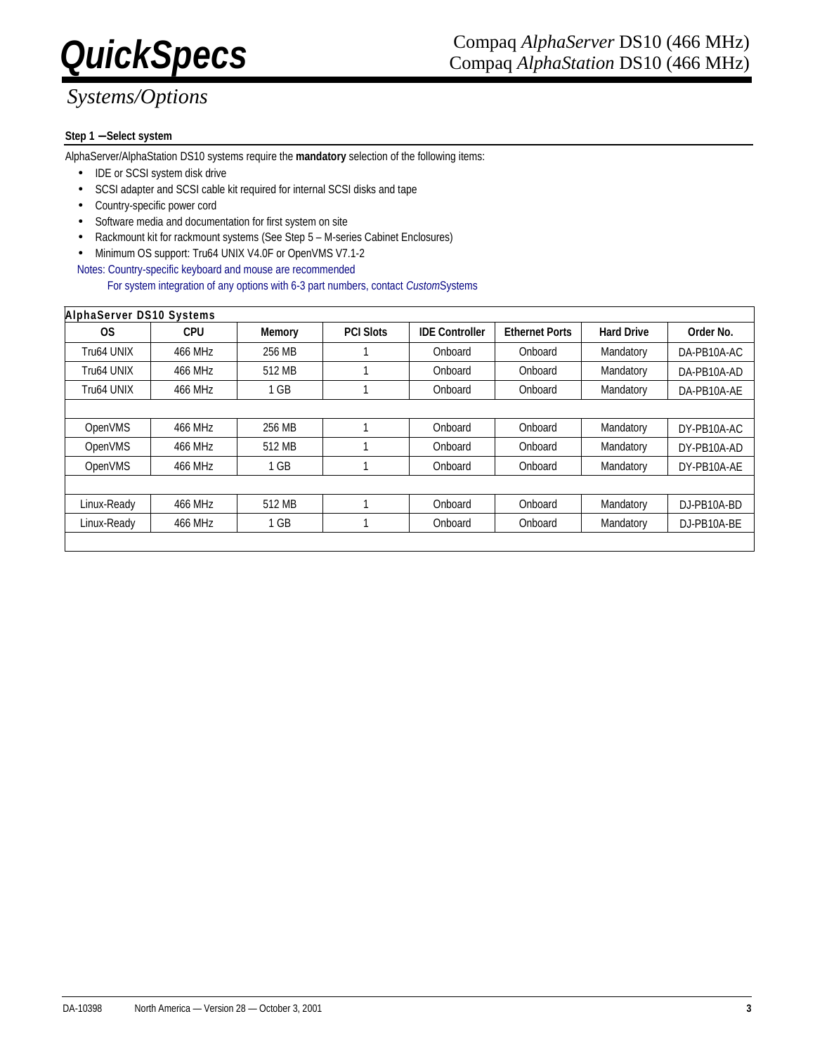# Systems/Options

**Step 1 —Select system**

AlphaServer/AlphaStation DS10 systems require the **mandatory** selection of the following items:

- IDE or SCSI system disk drive
- SCSI adapter and SCSI cable kit required for internal SCSI disks and tape
- Country-specific power cord
- Software media and documentation for first system on site
- Rackmount kit for rackmount systems (See Step 5 – M-series Cabinet Enclosures)
- Minimum OS support: Tru64 UNIX V4.0F or OpenVMS V7.1-2

Notes: Country-specific keyboard and mouse are recommended

For system integration of any options with 6-3 part numbers, contact *Custom*Systems

**AlphaServer DS10 Systems**

| OS | CPU | Memory | PCI Slots | IDE Controller | Ethernet Ports | Hard Drive | Order No. |
|---|---|---|---|---|---|---|---|
| Tru64 UNIX | 466 MHz | 256 MB | 1 | Onboard | Onboard | Mandatory | DA-PB10A-AC |
| Tru64 UNIX | 466 MHz | 512 MB | 1 | Onboard | Onboard | Mandatory | DA-PB10A-AD |
| Tru64 UNIX | 466 MHz | 1 GB | 1 | Onboard | Onboard | Mandatory | DA-PB10A-AE |
| | | | | | | | |
| OpenVMS | 466 MHz | 256 MB | 1 | Onboard | Onboard | Mandatory | DY-PB10A-AC |
| OpenVMS | 466 MHz | 512 MB | 1 | Onboard | Onboard | Mandatory | DY-PB10A-AD |
| OpenVMS | 466 MHz | 1 GB | 1 | Onboard | Onboard | Mandatory | DY-PB10A-AE |
| | | | | | | | |
| Linux-Ready | 466 MHz | 512 MB | 1 | Onboard | Onboard | Mandatory | DJ-PB10A-BD |
| Linux-Ready | 466 MHz | 1 GB | 1 | Onboard | Onboard | Mandatory | DJ-PB10A-BE |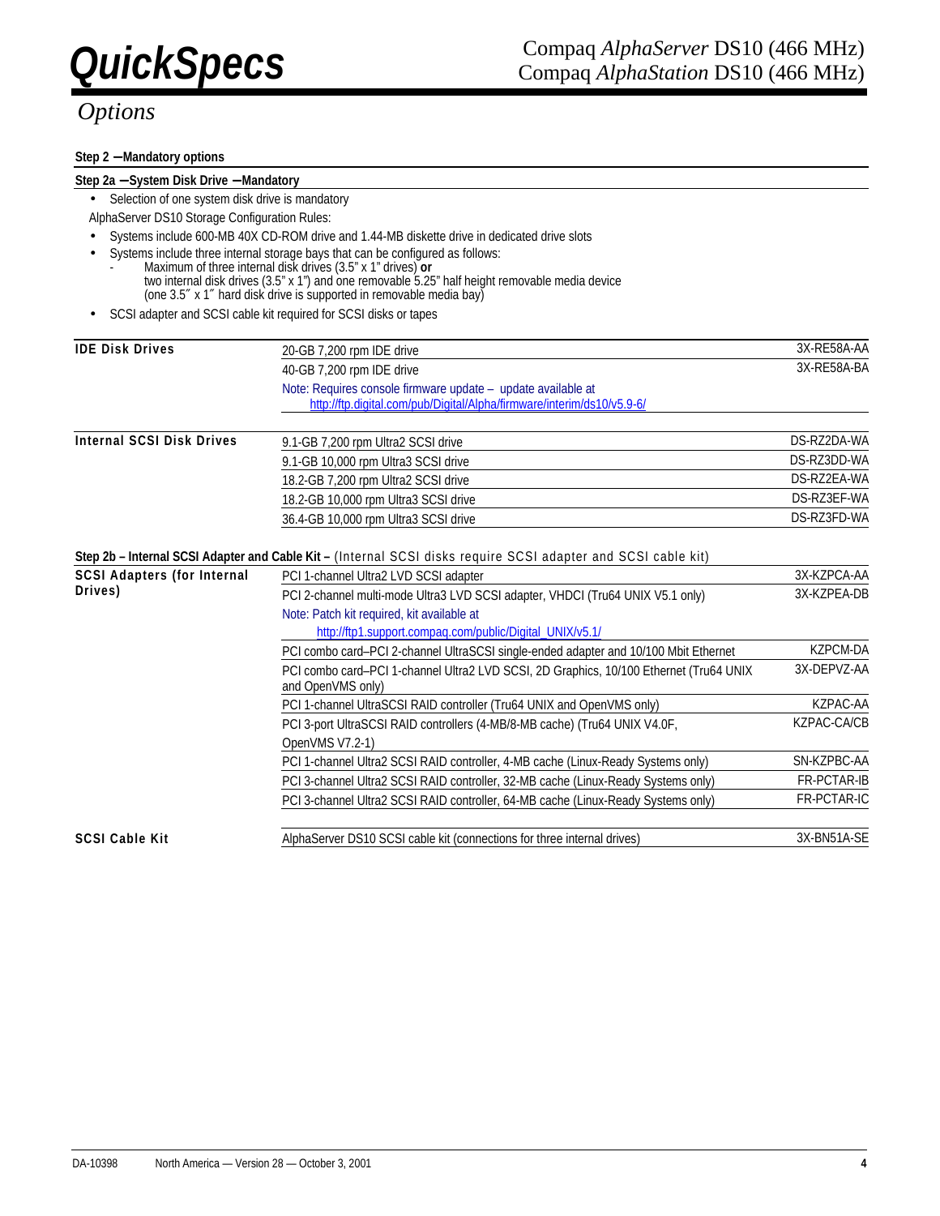## Options

### Step 2 — Mandatory options

#### Step 2a — System Disk Drive — Mandatory

- Selection of one system disk drive is mandatory

AlphaServer DS10 Storage Configuration Rules:

- Systems include 600-MB 40X CD-ROM drive and 1.44-MB diskette drive in dedicated drive slots
- Systems include three internal storage bays that can be configured as follows:
  - Maximum of three internal disk drives (3.5" x 1" drives) **or** two internal disk drives (3.5" x 1") and one removable 5.25" half height removable media device (one 3.5″ x 1″ hard disk drive is supported in removable media bay)
- SCSI adapter and SCSI cable kit required for SCSI disks or tapes

| | | |
|---|---|---|
| **IDE Disk Drives** | 20-GB 7,200 rpm IDE drive | 3X-RE58A-AA |
| | 40-GB 7,200 rpm IDE drive | 3X-RE58A-BA |
| | Note: Requires console firmware update – update available at http://ftp.digital.com/pub/Digital/Alpha/firmware/interim/ds10/v5.9-6/ | |
| **Internal SCSI Disk Drives** | 9.1-GB 7,200 rpm Ultra2 SCSI drive | DS-RZ2DA-WA |
| | 9.1-GB 10,000 rpm Ultra3 SCSI drive | DS-RZ3DD-WA |
| | 18.2-GB 7,200 rpm Ultra2 SCSI drive | DS-RZ2EA-WA |
| | 18.2-GB 10,000 rpm Ultra3 SCSI drive | DS-RZ3EF-WA |
| | 36.4-GB 10,000 rpm Ultra3 SCSI drive | DS-RZ3FD-WA |

#### Step 2b – Internal SCSI Adapter and Cable Kit – (Internal SCSI disks require SCSI adapter and SCSI cable kit)

| | | |
|---|---|---|
| **SCSI Adapters (for Internal Drives)** | PCI 1-channel Ultra2 LVD SCSI adapter | 3X-KZPCA-AA |
| | PCI 2-channel multi-mode Ultra3 LVD SCSI adapter, VHDCI (Tru64 UNIX V5.1 only) | 3X-KZPEA-DB |
| | Note: Patch kit required, kit available at http://ftp1.support.compaq.com/public/Digital_UNIX/v5.1/ | |
| | PCI combo card–PCI 2-channel UltraSCSI single-ended adapter and 10/100 Mbit Ethernet | KZPCM-DA |
| | PCI combo card–PCI 1-channel Ultra2 LVD SCSI, 2D Graphics, 10/100 Ethernet (Tru64 UNIX and OpenVMS only) | 3X-DEPVZ-AA |
| | PCI 1-channel UltraSCSI RAID controller (Tru64 UNIX and OpenVMS only) | KZPAC-AA |
| | PCI 3-port UltraSCSI RAID controllers (4-MB/8-MB cache) (Tru64 UNIX V4.0F, OpenVMS V7.2-1) | KZPAC-CA/CB |
| | PCI 1-channel Ultra2 SCSI RAID controller, 4-MB cache (Linux-Ready Systems only) | SN-KZPBC-AA |
| | PCI 3-channel Ultra2 SCSI RAID controller, 32-MB cache (Linux-Ready Systems only) | FR-PCTAR-IB |
| | PCI 3-channel Ultra2 SCSI RAID controller, 64-MB cache (Linux-Ready Systems only) | FR-PCTAR-IC |
| **SCSI Cable Kit** | AlphaServer DS10 SCSI cable kit (connections for three internal drives) | 3X-BN51A-SE |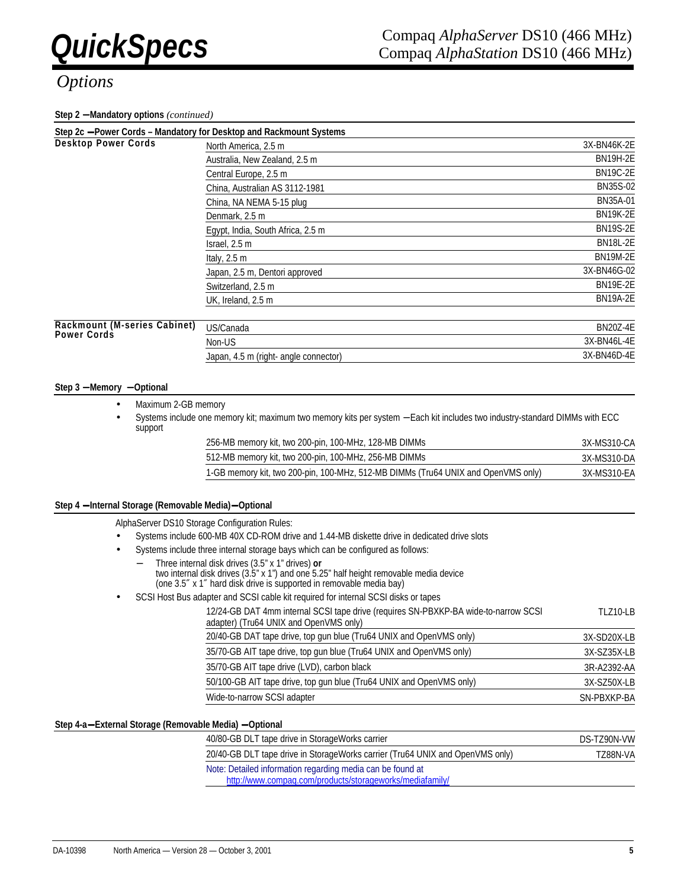# Options

**Step 2 — Mandatory options** *(continued)*

**Step 2c — Power Cords – Mandatory for Desktop and Rackmount Systems**

| | | |
|---|---|---|
| **Desktop Power Cords** | North America, 2.5 m | 3X-BN46K-2E |
| | Australia, New Zealand, 2.5 m | BN19H-2E |
| | Central Europe, 2.5 m | BN19C-2E |
| | China, Australian AS 3112-1981 | BN35S-02 |
| | China, NA NEMA 5-15 plug | BN35A-01 |
| | Denmark, 2.5 m | BN19K-2E |
| | Egypt, India, South Africa, 2.5 m | BN19S-2E |
| | Israel, 2.5 m | BN18L-2E |
| | Italy, 2.5 m | BN19M-2E |
| | Japan, 2.5 m, Dentori approved | 3X-BN46G-02 |
| | Switzerland, 2.5 m | BN19E-2E |
| | UK, Ireland, 2.5 m | BN19A-2E |
| **Rackmount (M-series Cabinet) Power Cords** | US/Canada | BN20Z-4E |
| | Non-US | 3X-BN46L-4E |
| | Japan, 4.5 m (right- angle connector) | 3X-BN46D-4E |

**Step 3 — Memory — Optional**

- Maximum 2-GB memory
- Systems include one memory kit; maximum two memory kits per system — Each kit includes two industry-standard DIMMs with ECC support

| | |
|---|---|
| 256-MB memory kit, two 200-pin, 100-MHz, 128-MB DIMMs | 3X-MS310-CA |
| 512-MB memory kit, two 200-pin, 100-MHz, 256-MB DIMMs | 3X-MS310-DA |
| 1-GB memory kit, two 200-pin, 100-MHz, 512-MB DIMMs (Tru64 UNIX and OpenVMS only) | 3X-MS310-EA |

**Step 4 — Internal Storage (Removable Media) — Optional**

AlphaServer DS10 Storage Configuration Rules:

- Systems include 600-MB 40X CD-ROM drive and 1.44-MB diskette drive in dedicated drive slots
- Systems include three internal storage bays which can be configured as follows:
  - Three internal disk drives (3.5" x 1" drives) **or** two internal disk drives (3.5" x 1") and one 5.25" half height removable media device (one 3.5" x 1" hard disk drive is supported in removable media bay)
- SCSI Host Bus adapter and SCSI cable kit required for internal SCSI disks or tapes

| | |
|---|---|
| 12/24-GB DAT 4mm internal SCSI tape drive (requires SN-PBXKP-BA wide-to-narrow SCSI adapter) (Tru64 UNIX and OpenVMS only) | TLZ10-LB |
| 20/40-GB DAT tape drive, top gun blue (Tru64 UNIX and OpenVMS only) | 3X-SD20X-LB |
| 35/70-GB AIT tape drive, top gun blue (Tru64 UNIX and OpenVMS only) | 3X-SZ35X-LB |
| 35/70-GB AIT tape drive (LVD), carbon black | 3R-A2392-AA |
| 50/100-GB AIT tape drive, top gun blue (Tru64 UNIX and OpenVMS only) | 3X-SZ50X-LB |
| Wide-to-narrow SCSI adapter | SN-PBXKP-BA |

**Step 4-a — External Storage (Removable Media) — Optional**

| | |
|---|---|
| 40/80-GB DLT tape drive in StorageWorks carrier | DS-TZ90N-VW |
| 20/40-GB DLT tape drive in StorageWorks carrier (Tru64 UNIX and OpenVMS only) | TZ88N-VA |
| Note: Detailed information regarding media can be found at http://www.compaq.com/products/storageworks/mediafamily/ | |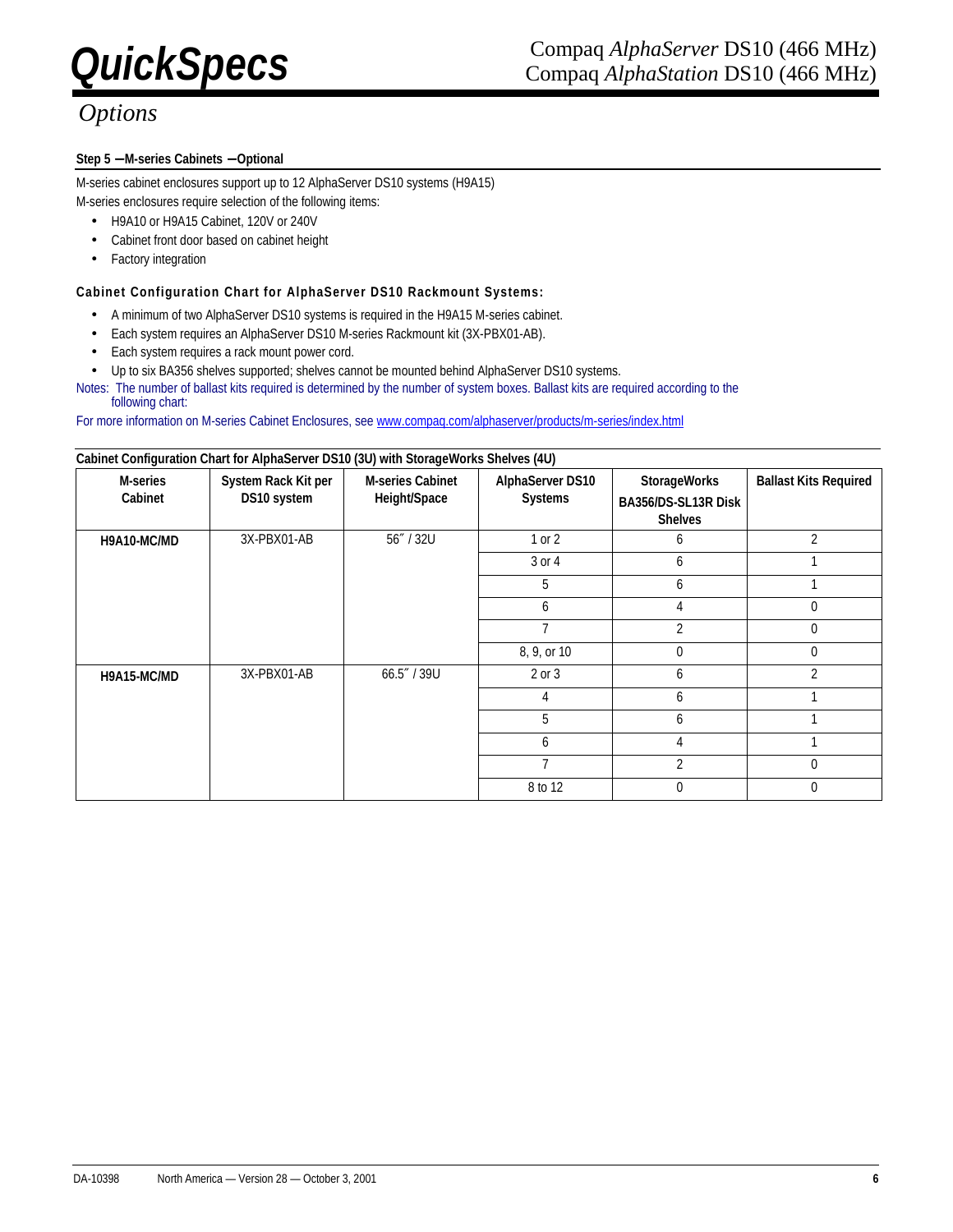## Options

### Step 5 — M-series Cabinets — Optional

M-series cabinet enclosures support up to 12 AlphaServer DS10 systems (H9A15)

M-series enclosures require selection of the following items:

- H9A10 or H9A15 Cabinet, 120V or 240V
- Cabinet front door based on cabinet height
- Factory integration

#### Cabinet Configuration Chart for AlphaServer DS10 Rackmount Systems:

- A minimum of two AlphaServer DS10 systems is required in the H9A15 M-series cabinet.
- Each system requires an AlphaServer DS10 M-series Rackmount kit (3X-PBX01-AB).
- Each system requires a rack mount power cord.
- Up to six BA356 shelves supported; shelves cannot be mounted behind AlphaServer DS10 systems.

Notes: The number of ballast kits required is determined by the number of system boxes. Ballast kits are required according to the following chart:

For more information on M-series Cabinet Enclosures, see www.compaq.com/alphaserver/products/m-series/index.html

**Cabinet Configuration Chart for AlphaServer DS10 (3U) with StorageWorks Shelves (4U)**

| M-series Cabinet | System Rack Kit per DS10 system | M-series Cabinet Height/Space | AlphaServer DS10 Systems | StorageWorks BA356/DS-SL13R Disk Shelves | Ballast Kits Required |
|---|---|---|---|---|---|
| **H9A10-MC/MD** | 3X-PBX01-AB | 56″ / 32U | 1 or 2 | 6 | 2 |
| | | | 3 or 4 | 6 | 1 |
| | | | 5 | 6 | 1 |
| | | | 6 | 4 | 0 |
| | | | 7 | 2 | 0 |
| | | | 8, 9, or 10 | 0 | 0 |
| **H9A15-MC/MD** | 3X-PBX01-AB | 66.5″ / 39U | 2 or 3 | 6 | 2 |
| | | | 4 | 6 | 1 |
| | | | 5 | 6 | 1 |
| | | | 6 | 4 | 1 |
| | | | 7 | 2 | 0 |
| | | | 8 to 12 | 0 | 0 |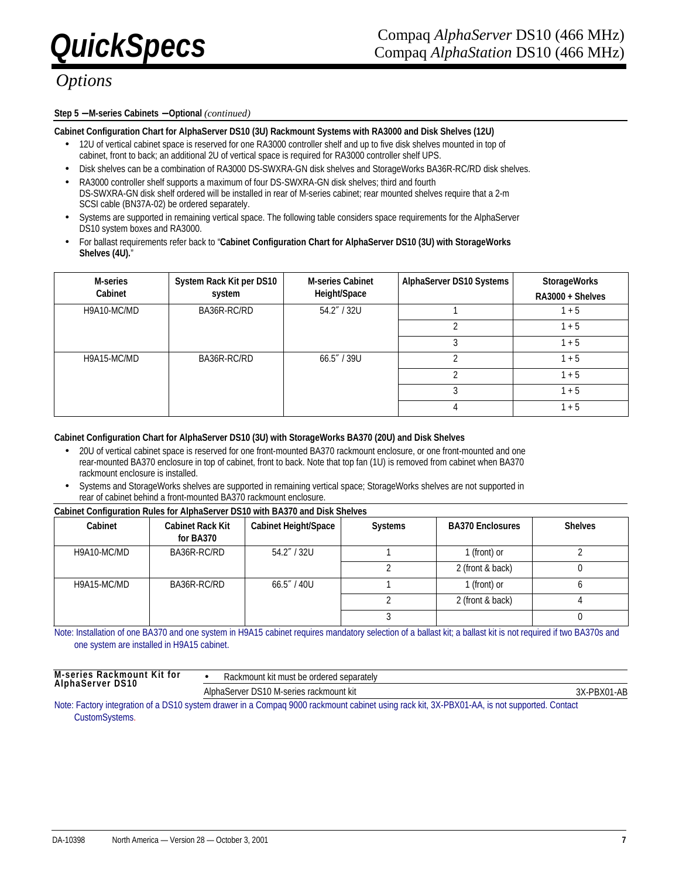## Options

**Step 5 — M-series Cabinets — Optional** *(continued)*

**Cabinet Configuration Chart for AlphaServer DS10 (3U) Rackmount Systems with RA3000 and Disk Shelves (12U)**

- 12U of vertical cabinet space is reserved for one RA3000 controller shelf and up to five disk shelves mounted in top of cabinet, front to back; an additional 2U of vertical space is required for RA3000 controller shelf UPS.
- Disk shelves can be a combination of RA3000 DS-SWXRA-GN disk shelves and StorageWorks BA36R-RC/RD disk shelves.
- RA3000 controller shelf supports a maximum of four DS-SWXRA-GN disk shelves; third and fourth DS-SWXRA-GN disk shelf ordered will be installed in rear of M-series cabinet; rear mounted shelves require that a 2-m SCSI cable (BN37A-02) be ordered separately.
- Systems are supported in remaining vertical space. The following table considers space requirements for the AlphaServer DS10 system boxes and RA3000.
- For ballast requirements refer back to "**Cabinet Configuration Chart for AlphaServer DS10 (3U) with StorageWorks Shelves (4U).**"

| M-series Cabinet | System Rack Kit per DS10 system | M-series Cabinet Height/Space | AlphaServer DS10 Systems | StorageWorks RA3000 + Shelves |
|---|---|---|---|---|
| H9A10-MC/MD | BA36R-RC/RD | 54.2″ / 32U | 1 | 1 + 5 |
| | | | 2 | 1 + 5 |
| | | | 3 | 1 + 5 |
| H9A15-MC/MD | BA36R-RC/RD | 66.5″ / 39U | 2 | 1 + 5 |
| | | | 2 | 1 + 5 |
| | | | 3 | 1 + 5 |
| | | | 4 | 1 + 5 |

**Cabinet Configuration Chart for AlphaServer DS10 (3U) with StorageWorks BA370 (20U) and Disk Shelves**

- 20U of vertical cabinet space is reserved for one front-mounted BA370 rackmount enclosure, or one front-mounted and one rear-mounted BA370 enclosure in top of cabinet, front to back. Note that top fan (1U) is removed from cabinet when BA370 rackmount enclosure is installed.
- Systems and StorageWorks shelves are supported in remaining vertical space; StorageWorks shelves are not supported in rear of cabinet behind a front-mounted BA370 rackmount enclosure.

**Cabinet Configuration Rules for AlphaServer DS10 with BA370 and Disk Shelves**

| Cabinet | Cabinet Rack Kit for BA370 | Cabinet Height/Space | Systems | BA370 Enclosures | Shelves |
|---|---|---|---|---|---|
| H9A10-MC/MD | BA36R-RC/RD | 54.2″ / 32U | 1 | 1 (front) or | 2 |
| | | | 2 | 2 (front & back) | 0 |
| H9A15-MC/MD | BA36R-RC/RD | 66.5″ / 40U | 1 | 1 (front) or | 6 |
| | | | 2 | 2 (front & back) | 4 |
| | | | 3 | | 0 |

Note: Installation of one BA370 and one system in H9A15 cabinet requires mandatory selection of a ballast kit; a ballast kit is not required if two BA370s and one system are installed in H9A15 cabinet.

**M-series Rackmount Kit for AlphaServer DS10**

- Rackmount kit must be ordered separately

| | |
|---|---|
| AlphaServer DS10 M-series rackmount kit | 3X-PBX01-AB |

Note: Factory integration of a DS10 system drawer in a Compaq 9000 rackmount cabinet using rack kit, 3X-PBX01-AA, is not supported. Contact CustomSystems.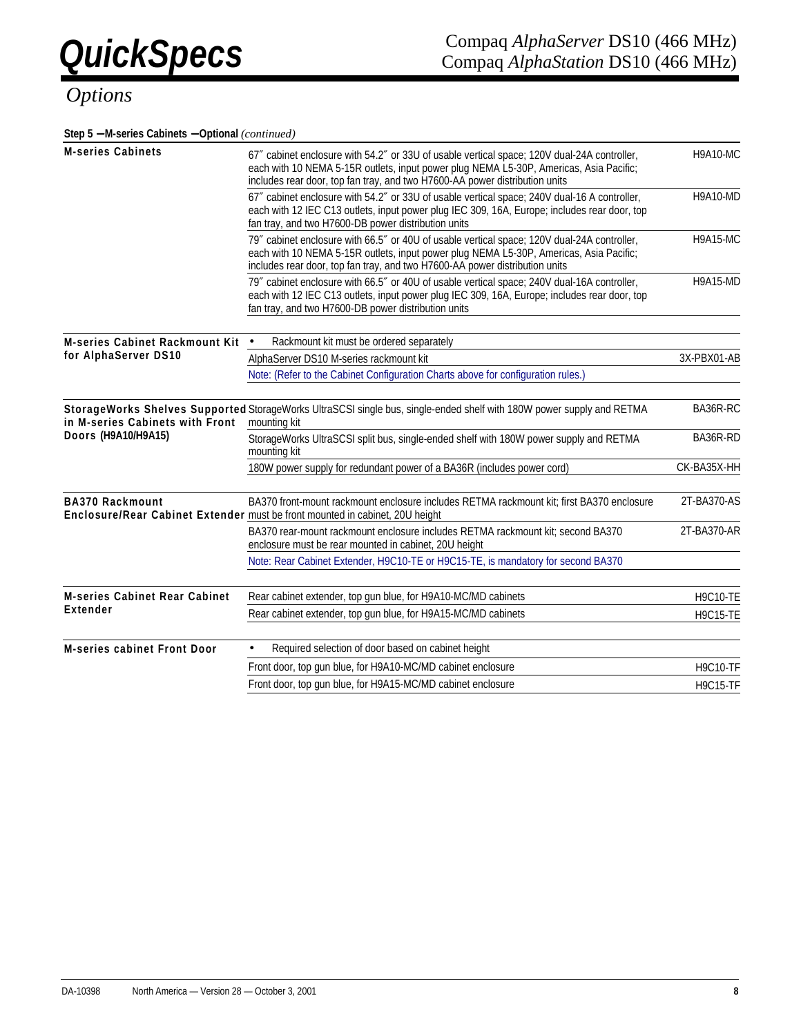## Options

**Step 5 — M-series Cabinets — Optional** *(continued)*

| | | |
|---|---|---|
| **M-series Cabinets** | 67″ cabinet enclosure with 54.2″ or 33U of usable vertical space; 120V dual-24A controller, each with 10 NEMA 5-15R outlets, input power plug NEMA L5-30P, Americas, Asia Pacific; includes rear door, top fan tray, and two H7600-AA power distribution units | H9A10-MC |
| | 67″ cabinet enclosure with 54.2″ or 33U of usable vertical space; 240V dual-16 A controller, each with 12 IEC C13 outlets, input power plug IEC 309, 16A, Europe; includes rear door, top fan tray, and two H7600-DB power distribution units | H9A10-MD |
| | 79″ cabinet enclosure with 66.5″ or 40U of usable vertical space; 120V dual-24A controller, each with 10 NEMA 5-15R outlets, input power plug NEMA L5-30P, Americas, Asia Pacific; includes rear door, top fan tray, and two H7600-AA power distribution units | H9A15-MC |
| | 79″ cabinet enclosure with 66.5″ or 40U of usable vertical space; 240V dual-16A controller, each with 12 IEC C13 outlets, input power plug IEC 309, 16A, Europe; includes rear door, top fan tray, and two H7600-DB power distribution units | H9A15-MD |
| **M-series Cabinet Rackmount Kit for AlphaServer DS10** | • Rackmount kit must be ordered separately | |
| | AlphaServer DS10 M-series rackmount kit | 3X-PBX01-AB |
| | Note: (Refer to the Cabinet Configuration Charts above for configuration rules.) | |
| **StorageWorks Shelves Supported in M-series Cabinets with Front Doors (H9A10/H9A15)** | StorageWorks UltraSCSI single bus, single-ended shelf with 180W power supply and RETMA mounting kit | BA36R-RC |
| | StorageWorks UltraSCSI split bus, single-ended shelf with 180W power supply and RETMA mounting kit | BA36R-RD |
| | 180W power supply for redundant power of a BA36R (includes power cord) | CK-BA35X-HH |
| **BA370 Rackmount Enclosure/Rear Cabinet Extender** | BA370 front-mount rackmount enclosure includes RETMA rackmount kit; first BA370 enclosure must be front mounted in cabinet, 20U height | 2T-BA370-AS |
| | BA370 rear-mount rackmount enclosure includes RETMA rackmount kit; second BA370 enclosure must be rear mounted in cabinet, 20U height | 2T-BA370-AR |
| | Note: Rear Cabinet Extender, H9C10-TE or H9C15-TE, is mandatory for second BA370 | |
| **M-series Cabinet Rear Cabinet Extender** | Rear cabinet extender, top gun blue, for H9A10-MC/MD cabinets | H9C10-TE |
| | Rear cabinet extender, top gun blue, for H9A15-MC/MD cabinets | H9C15-TE |
| **M-series cabinet Front Door** | • Required selection of door based on cabinet height | |
| | Front door, top gun blue, for H9A10-MC/MD cabinet enclosure | H9C10-TF |
| | Front door, top gun blue, for H9A15-MC/MD cabinet enclosure | H9C15-TF |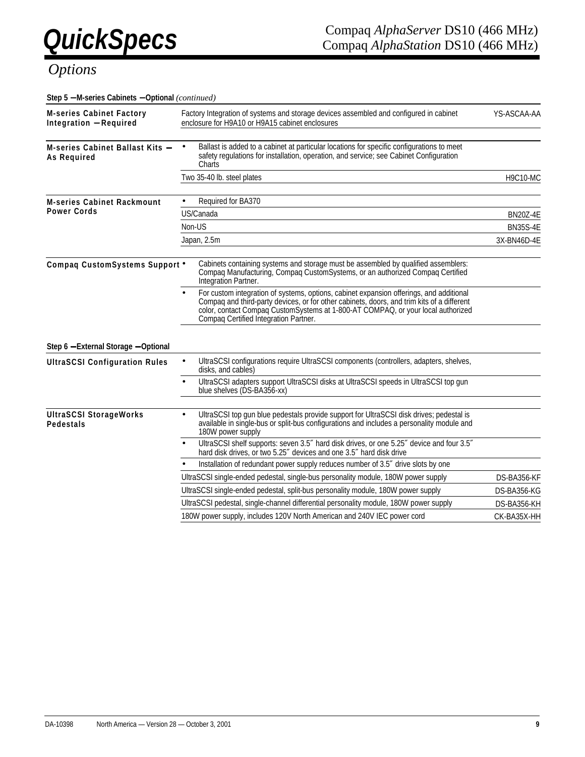## Options

**Step 5 – M-series Cabinets – Optional** *(continued)*

| | | |
|---|---|---|
| **M-series Cabinet Factory Integration – Required** | Factory Integration of systems and storage devices assembled and configured in cabinet enclosure for H9A10 or H9A15 cabinet enclosures | YS-ASCAA-AA |
| **M-series Cabinet Ballast Kits – As Required** | • Ballast is added to a cabinet at particular locations for specific configurations to meet safety regulations for installation, operation, and service; see Cabinet Configuration Charts | |
| | Two 35-40 lb. steel plates | H9C10-MC |
| **M-series Cabinet Rackmount Power Cords** | • Required for BA370 | |
| | US/Canada | BN20Z-4E |
| | Non-US | BN35S-4E |
| | Japan, 2.5m | 3X-BN46D-4E |
| **Compaq CustomSystems Support** | • Cabinets containing systems and storage must be assembled by qualified assemblers: Compaq Manufacturing, Compaq CustomSystems, or an authorized Compaq Certified Integration Partner. | |
| | • For custom integration of systems, options, cabinet expansion offerings, and additional Compaq and third-party devices, or for other cabinets, doors, and trim kits of a different color, contact Compaq CustomSystems at 1-800-AT COMPAQ, or your local authorized Compaq Certified Integration Partner. | |

**Step 6 – External Storage – Optional**

| | | |
|---|---|---|
| **UltraSCSI Configuration Rules** | • UltraSCSI configurations require UltraSCSI components (controllers, adapters, shelves, disks, and cables) | |
| | • UltraSCSI adapters support UltraSCSI disks at UltraSCSI speeds in UltraSCSI top gun blue shelves (DS-BA356-xx) | |
| **UltraSCSI StorageWorks Pedestals** | • UltraSCSI top gun blue pedestals provide support for UltraSCSI disk drives; pedestal is available in single-bus or split-bus configurations and includes a personality module and 180W power supply | |
| | • UltraSCSI shelf supports: seven 3.5″ hard disk drives, or one 5.25″ device and four 3.5″ hard disk drives, or two 5.25″ devices and one 3.5″ hard disk drive | |
| | • Installation of redundant power supply reduces number of 3.5″ drive slots by one | |
| | UltraSCSI single-ended pedestal, single-bus personality module, 180W power supply | DS-BA356-KF |
| | UltraSCSI single-ended pedestal, split-bus personality module, 180W power supply | DS-BA356-KG |
| | UltraSCSI pedestal, single-channel differential personality module, 180W power supply | DS-BA356-KH |
| | 180W power supply, includes 120V North American and 240V IEC power cord | CK-BA35X-HH |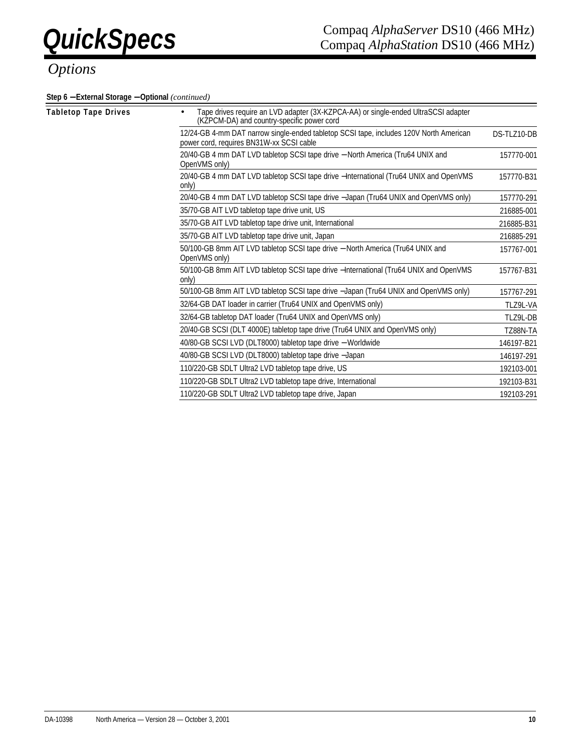## Options

**Step 6 – External Storage – Optional** *(continued)*

| | | |
|---|---|---|
| **Tabletop Tape Drives** | • Tape drives require an LVD adapter (3X-KZPCA-AA) or single-ended UltraSCSI adapter (KZPCM-DA) and country-specific power cord | |
| | 12/24-GB 4-mm DAT narrow single-ended tabletop SCSI tape, includes 120V North American power cord, requires BN31W-xx SCSI cable | DS-TLZ10-DB |
| | 20/40-GB 4 mm DAT LVD tabletop SCSI tape drive – North America (Tru64 UNIX and OpenVMS only) | 157770-001 |
| | 20/40-GB 4 mm DAT LVD tabletop SCSI tape drive – International (Tru64 UNIX and OpenVMS only) | 157770-B31 |
| | 20/40-GB 4 mm DAT LVD tabletop SCSI tape drive – Japan (Tru64 UNIX and OpenVMS only) | 157770-291 |
| | 35/70-GB AIT LVD tabletop tape drive unit, US | 216885-001 |
| | 35/70-GB AIT LVD tabletop tape drive unit, International | 216885-B31 |
| | 35/70-GB AIT LVD tabletop tape drive unit, Japan | 216885-291 |
| | 50/100-GB 8mm AIT LVD tabletop SCSI tape drive – North America (Tru64 UNIX and OpenVMS only) | 157767-001 |
| | 50/100-GB 8mm AIT LVD tabletop SCSI tape drive – International (Tru64 UNIX and OpenVMS only) | 157767-B31 |
| | 50/100-GB 8mm AIT LVD tabletop SCSI tape drive – Japan (Tru64 UNIX and OpenVMS only) | 157767-291 |
| | 32/64-GB DAT loader in carrier (Tru64 UNIX and OpenVMS only) | TLZ9L-VA |
| | 32/64-GB tabletop DAT loader (Tru64 UNIX and OpenVMS only) | TLZ9L-DB |
| | 20/40-GB SCSI (DLT 4000E) tabletop tape drive (Tru64 UNIX and OpenVMS only) | TZ88N-TA |
| | 40/80-GB SCSI LVD (DLT8000) tabletop tape drive – Worldwide | 146197-B21 |
| | 40/80-GB SCSI LVD (DLT8000) tabletop tape drive – Japan | 146197-291 |
| | 110/220-GB SDLT Ultra2 LVD tabletop tape drive, US | 192103-001 |
| | 110/220-GB SDLT Ultra2 LVD tabletop tape drive, International | 192103-B31 |
| | 110/220-GB SDLT Ultra2 LVD tabletop tape drive, Japan | 192103-291 |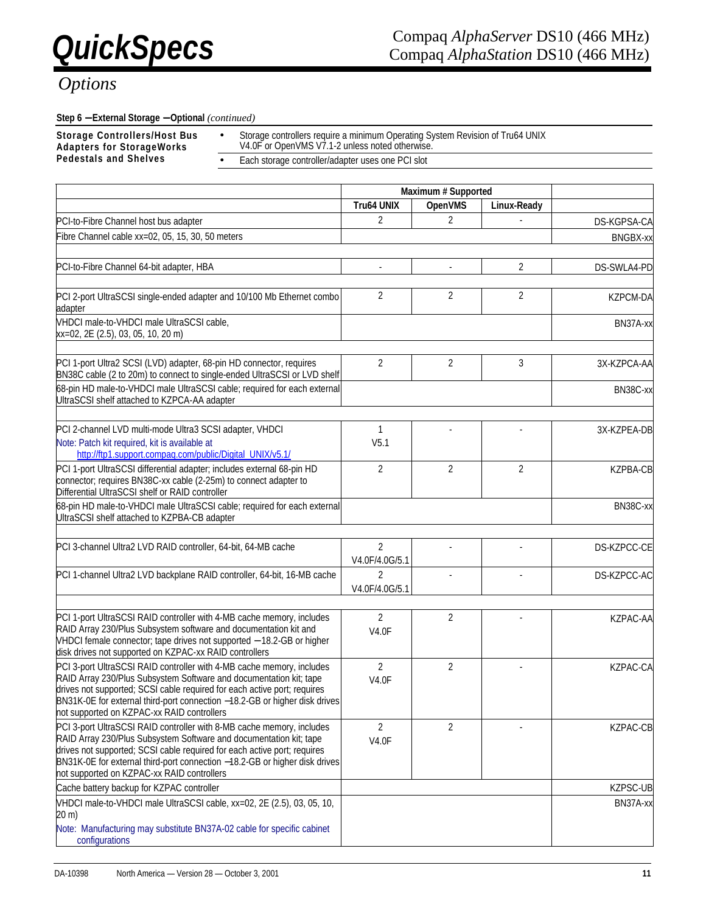## Options

**Step 6 — External Storage — Optional** *(continued)*

**Storage Controllers/Host Bus Adapters for StorageWorks Pedestals and Shelves**

- Storage controllers require a minimum Operating System Revision of Tru64 UNIX V4.0F or OpenVMS V7.1-2 unless noted otherwise.
- Each storage controller/adapter uses one PCI slot

| | Maximum # Supported | | | |
|---|---|---|---|---|
| | Tru64 UNIX | OpenVMS | Linux-Ready | |
| PCI-to-Fibre Channel host bus adapter | 2 | 2 | - | DS-KGPSA-CA |
| Fibre Channel cable xx=02, 05, 15, 30, 50 meters | | | | BNGBX-xx |
| PCI-to-Fibre Channel 64-bit adapter, HBA | - | - | 2 | DS-SWLA4-PD |
| PCI 2-port UltraSCSI single-ended adapter and 10/100 Mb Ethernet combo adapter | 2 | 2 | 2 | KZPCM-DA |
| VHDCI male-to-VHDCI male UltraSCSI cable, xx=02, 2E (2.5), 03, 05, 10, 20 m) | | | | BN37A-xx |
| PCI 1-port Ultra2 SCSI (LVD) adapter, 68-pin HD connector, requires BN38C cable (2 to 20m) to connect to single-ended UltraSCSI or LVD shelf | 2 | 2 | 3 | 3X-KZPCA-AA |
| 68-pin HD male-to-VHDCI male UltraSCSI cable; required for each external UltraSCSI shelf attached to KZPCA-AA adapter | | | | BN38C-xx |
| PCI 2-channel LVD multi-mode Ultra3 SCSI adapter, VHDCI<br>Note: Patch kit required, kit is available at http://ftp1.support.compaq.com/public/Digital_UNIX/v5.1/ | 1<br>V5.1 | - | - | 3X-KZPEA-DB |
| PCI 1-port UltraSCSI differential adapter; includes external 68-pin HD connector; requires BN38C-xx cable (2-25m) to connect adapter to Differential UltraSCSI shelf or RAID controller | 2 | 2 | 2 | KZPBA-CB |
| 68-pin HD male-to-VHDCI male UltraSCSI cable; required for each external UltraSCSI shelf attached to KZPBA-CB adapter | | | | BN38C-xx |
| PCI 3-channel Ultra2 LVD RAID controller, 64-bit, 64-MB cache | 2<br>V4.0F/4.0G/5.1 | - | - | DS-KZPCC-CE |
| PCI 1-channel Ultra2 LVD backplane RAID controller, 64-bit, 16-MB cache | 2<br>V4.0F/4.0G/5.1 | - | - | DS-KZPCC-AC |
| PCI 1-port UltraSCSI RAID controller with 4-MB cache memory, includes RAID Array 230/Plus Subsystem software and documentation kit and VHDCI female connector; tape drives not supported — 18.2-GB or higher disk drives not supported on KZPAC-xx RAID controllers | 2<br>V4.0F | 2 | - | KZPAC-AA |
| PCI 3-port UltraSCSI RAID controller with 4-MB cache memory, includes RAID Array 230/Plus Subsystem Software and documentation kit; tape drives not supported; SCSI cable required for each active port; requires BN31K-0E for external third-port connection — 18.2-GB or higher disk drives not supported on KZPAC-xx RAID controllers | 2<br>V4.0F | 2 | - | KZPAC-CA |
| PCI 3-port UltraSCSI RAID controller with 8-MB cache memory, includes RAID Array 230/Plus Subsystem Software and documentation kit; tape drives not supported; SCSI cable required for each active port; requires BN31K-0E for external third-port connection — 18.2-GB or higher disk drives not supported on KZPAC-xx RAID controllers | 2<br>V4.0F | 2 | - | KZPAC-CB |
| Cache battery backup for KZPAC controller | | | | KZPSC-UB |
| VHDCI male-to-VHDCI male UltraSCSI cable, xx=02, 2E (2.5), 03, 05, 10, 20 m)<br>Note: Manufacturing may substitute BN37A-02 cable for specific cabinet configurations | | | | BN37A-xx |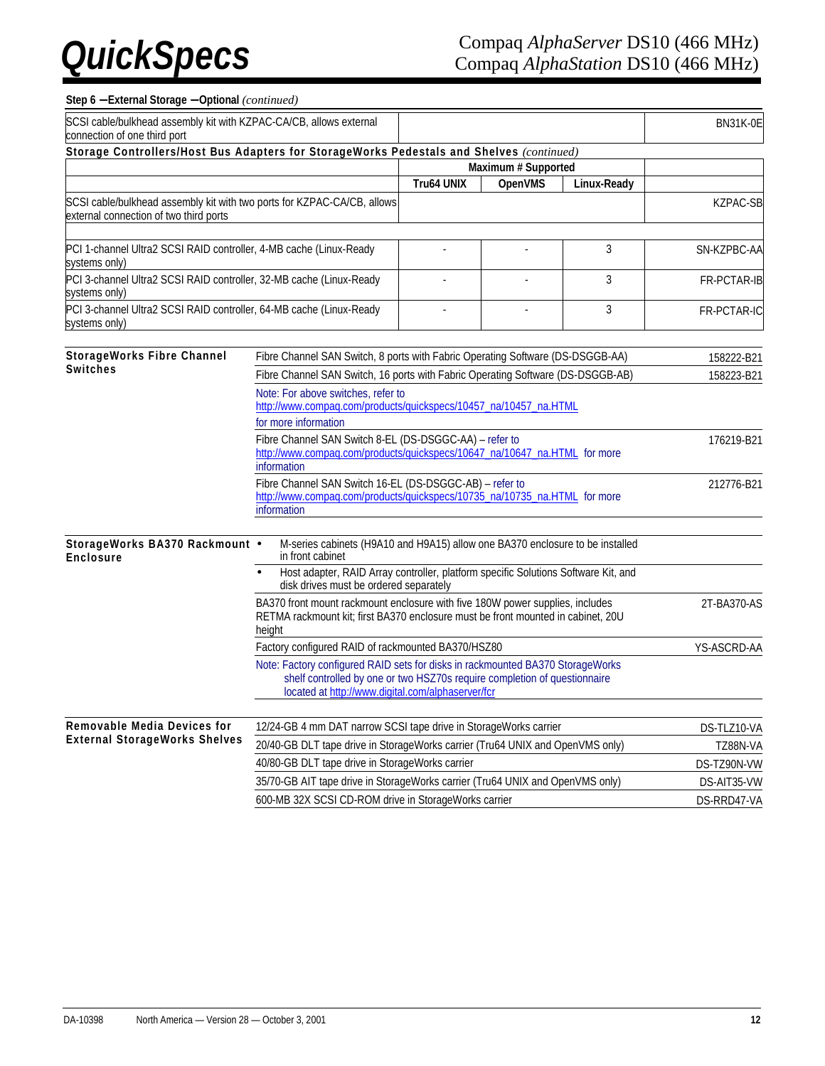**Step 6 – External Storage – Optional** *(continued)*

| | | | | |
|---|---|---|---|---|
| SCSI cable/bulkhead assembly kit with KZPAC-CA/CB, allows external connection of one third port | | | | BN31K-0E |

**Storage Controllers/Host Bus Adapters for StorageWorks Pedestals and Shelves** *(continued)*

| | Maximum # Supported | | | |
|---|---|---|---|---|
| | Tru64 UNIX | OpenVMS | Linux-Ready | |
| SCSI cable/bulkhead assembly kit with two ports for KZPAC-CA/CB, allows external connection of two third ports | | | | KZPAC-SB |
| | | | | |
| PCI 1-channel Ultra2 SCSI RAID controller, 4-MB cache (Linux-Ready systems only) | - | - | 3 | SN-KZPBC-AA |
| PCI 3-channel Ultra2 SCSI RAID controller, 32-MB cache (Linux-Ready systems only) | - | - | 3 | FR-PCTAR-IB |
| PCI 3-channel Ultra2 SCSI RAID controller, 64-MB cache (Linux-Ready systems only) | - | - | 3 | FR-PCTAR-IC |

**StorageWorks Fibre Channel Switches**

| | |
|---|---|
| Fibre Channel SAN Switch, 8 ports with Fabric Operating Software (DS-DSGGB-AA) | 158222-B21 |
| Fibre Channel SAN Switch, 16 ports with Fabric Operating Software (DS-DSGGB-AB) | 158223-B21 |
| Note: For above switches, refer to http://www.compaq.com/products/quickspecs/10457_na/10457_na.HTML for more information | |
| Fibre Channel SAN Switch 8-EL (DS-DSGGC-AA) – refer to http://www.compaq.com/products/quickspecs/10647_na/10647_na.HTML for more information | 176219-B21 |
| Fibre Channel SAN Switch 16-EL (DS-DSGGC-AB) – refer to http://www.compaq.com/products/quickspecs/10735_na/10735_na.HTML for more information | 212776-B21 |

**StorageWorks BA370 Rackmount Enclosure**

- M-series cabinets (H9A10 and H9A15) allow one BA370 enclosure to be installed in front cabinet
- Host adapter, RAID Array controller, platform specific Solutions Software Kit, and disk drives must be ordered separately

| | |
|---|---|
| BA370 front mount rackmount enclosure with five 180W power supplies, includes RETMA rackmount kit; first BA370 enclosure must be front mounted in cabinet, 20U height | 2T-BA370-AS |
| Factory configured RAID of rackmounted BA370/HSZ80 | YS-ASCRD-AA |
| Note: Factory configured RAID sets for disks in rackmounted BA370 StorageWorks shelf controlled by one or two HSZ70s require completion of questionnaire located at http://www.digital.com/alphaserver/fcr | |

**Removable Media Devices for External StorageWorks Shelves**

| | |
|---|---|
| 12/24-GB 4 mm DAT narrow SCSI tape drive in StorageWorks carrier | DS-TLZ10-VA |
| 20/40-GB DLT tape drive in StorageWorks carrier (Tru64 UNIX and OpenVMS only) | TZ88N-VA |
| 40/80-GB DLT tape drive in StorageWorks carrier | DS-TZ90N-VW |
| 35/70-GB AIT tape drive in StorageWorks carrier (Tru64 UNIX and OpenVMS only) | DS-AIT35-VW |
| 600-MB 32X SCSI CD-ROM drive in StorageWorks carrier | DS-RRD47-VA |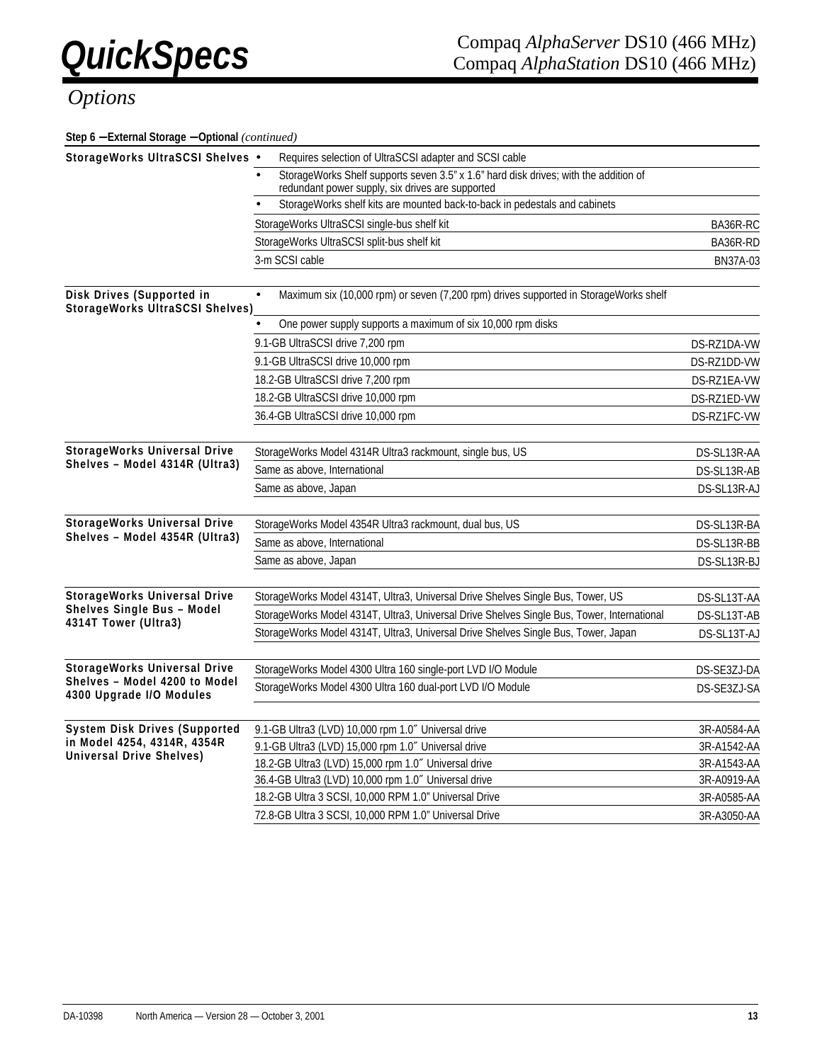## Options

**Step 6 — External Storage — Optional** *(continued)*

| Category | Description | Part Number |
|---|---|---|
| **StorageWorks UltraSCSI Shelves** | • Requires selection of UltraSCSI adapter and SCSI cable | |
| | • StorageWorks Shelf supports seven 3.5" x 1.6" hard disk drives; with the addition of redundant power supply, six drives are supported | |
| | • StorageWorks shelf kits are mounted back-to-back in pedestals and cabinets | |
| | StorageWorks UltraSCSI single-bus shelf kit | BA36R-RC |
| | StorageWorks UltraSCSI split-bus shelf kit | BA36R-RD |
| | 3-m SCSI cable | BN37A-03 |
| **Disk Drives (Supported in StorageWorks UltraSCSI Shelves)** | • Maximum six (10,000 rpm) or seven (7,200 rpm) drives supported in StorageWorks shelf | |
| | • One power supply supports a maximum of six 10,000 rpm disks | |
| | 9.1-GB UltraSCSI drive 7,200 rpm | DS-RZ1DA-VW |
| | 9.1-GB UltraSCSI drive 10,000 rpm | DS-RZ1DD-VW |
| | 18.2-GB UltraSCSI drive 7,200 rpm | DS-RZ1EA-VW |
| | 18.2-GB UltraSCSI drive 10,000 rpm | DS-RZ1ED-VW |
| | 36.4-GB UltraSCSI drive 10,000 rpm | DS-RZ1FC-VW |
| **StorageWorks Universal Drive Shelves – Model 4314R (Ultra3)** | StorageWorks Model 4314R Ultra3 rackmount, single bus, US | DS-SL13R-AA |
| | Same as above, International | DS-SL13R-AB |
| | Same as above, Japan | DS-SL13R-AJ |
| **StorageWorks Universal Drive Shelves – Model 4354R (Ultra3)** | StorageWorks Model 4354R Ultra3 rackmount, dual bus, US | DS-SL13R-BA |
| | Same as above, International | DS-SL13R-BB |
| | Same as above, Japan | DS-SL13R-BJ |
| **StorageWorks Universal Drive Shelves Single Bus – Model 4314T Tower (Ultra3)** | StorageWorks Model 4314T, Ultra3, Universal Drive Shelves Single Bus, Tower, US | DS-SL13T-AA |
| | StorageWorks Model 4314T, Ultra3, Universal Drive Shelves Single Bus, Tower, International | DS-SL13T-AB |
| | StorageWorks Model 4314T, Ultra3, Universal Drive Shelves Single Bus, Tower, Japan | DS-SL13T-AJ |
| **StorageWorks Universal Drive Shelves – Model 4200 to Model 4300 Upgrade I/O Modules** | StorageWorks Model 4300 Ultra 160 single-port LVD I/O Module | DS-SE3ZJ-DA |
| | StorageWorks Model 4300 Ultra 160 dual-port LVD I/O Module | DS-SE3ZJ-SA |
| **System Disk Drives (Supported in Model 4254, 4314R, 4354R Universal Drive Shelves)** | 9.1-GB Ultra3 (LVD) 10,000 rpm 1.0″ Universal drive | 3R-A0584-AA |
| | 9.1-GB Ultra3 (LVD) 15,000 rpm 1.0″ Universal drive | 3R-A1542-AA |
| | 18.2-GB Ultra3 (LVD) 15,000 rpm 1.0″ Universal drive | 3R-A1543-AA |
| | 36.4-GB Ultra3 (LVD) 10,000 rpm 1.0″ Universal drive | 3R-A0919-AA |
| | 18.2-GB Ultra 3 SCSI, 10,000 RPM 1.0" Universal Drive | 3R-A0585-AA |
| | 72.8-GB Ultra 3 SCSI, 10,000 RPM 1.0" Universal Drive | 3R-A3050-AA |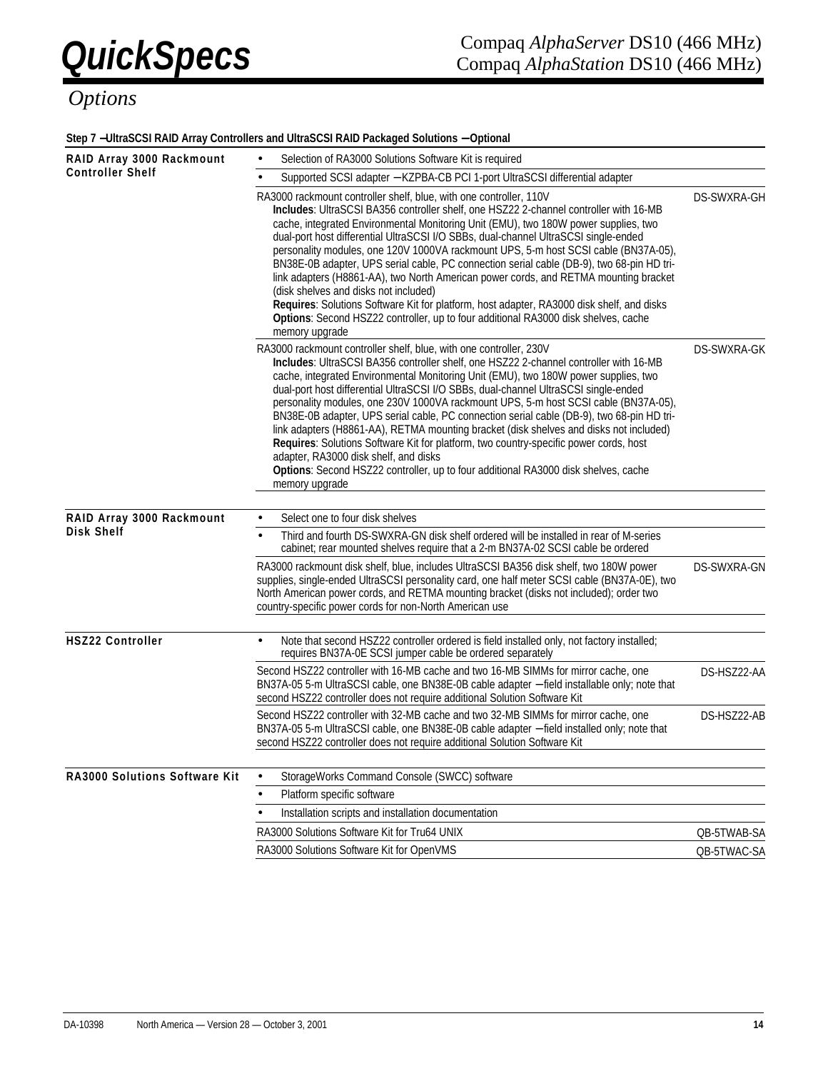## Options

**Step 7 – UltraSCSI RAID Array Controllers and UltraSCSI RAID Packaged Solutions – Optional**

| | | |
|---|---|---|
| **RAID Array 3000 Rackmount Controller Shelf** | • Selection of RA3000 Solutions Software Kit is required | |
| | • Supported SCSI adapter – KZPBA-CB PCI 1-port UltraSCSI differential adapter | |
| | RA3000 rackmount controller shelf, blue, with one controller, 110V<br>**Includes**: UltraSCSI BA356 controller shelf, one HSZ22 2-channel controller with 16-MB cache, integrated Environmental Monitoring Unit (EMU), two 180W power supplies, two dual-port host differential UltraSCSI I/O SBBs, dual-channel UltraSCSI single-ended personality modules, one 120V 1000VA rackmount UPS, 5-m host SCSI cable (BN37A-05), BN38E-0B adapter, UPS serial cable, PC connection serial cable (DB-9), two 68-pin HD tri-link adapters (H8861-AA), two North American power cords, and RETMA mounting bracket (disk shelves and disks not included)<br>**Requires**: Solutions Software Kit for platform, host adapter, RA3000 disk shelf, and disks<br>**Options**: Second HSZ22 controller, up to four additional RA3000 disk shelves, cache memory upgrade | DS-SWXRA-GH |
| | RA3000 rackmount controller shelf, blue, with one controller, 230V<br>**Includes**: UltraSCSI BA356 controller shelf, one HSZ22 2-channel controller with 16-MB cache, integrated Environmental Monitoring Unit (EMU), two 180W power supplies, two dual-port host differential UltraSCSI I/O SBBs, dual-channel UltraSCSI single-ended personality modules, one 230V 1000VA rackmount UPS, 5-m host SCSI cable (BN37A-05), BN38E-0B adapter, UPS serial cable, PC connection serial cable (DB-9), two 68-pin HD tri-link adapters (H8861-AA), RETMA mounting bracket (disk shelves and disks not included)<br>**Requires**: Solutions Software Kit for platform, two country-specific power cords, host adapter, RA3000 disk shelf, and disks<br>**Options**: Second HSZ22 controller, up to four additional RA3000 disk shelves, cache memory upgrade | DS-SWXRA-GK |
| **RAID Array 3000 Rackmount Disk Shelf** | • Select one to four disk shelves | |
| | • Third and fourth DS-SWXRA-GN disk shelf ordered will be installed in rear of M-series cabinet; rear mounted shelves require that a 2-m BN37A-02 SCSI cable be ordered | |
| | RA3000 rackmount disk shelf, blue, includes UltraSCSI BA356 disk shelf, two 180W power supplies, single-ended UltraSCSI personality card, one half meter SCSI cable (BN37A-0E), two North American power cords, and RETMA mounting bracket (disks not included); order two country-specific power cords for non-North American use | DS-SWXRA-GN |
| **HSZ22 Controller** | • Note that second HSZ22 controller ordered is field installed only, not factory installed; requires BN37A-0E SCSI jumper cable be ordered separately | |
| | Second HSZ22 controller with 16-MB cache and two 16-MB SIMMs for mirror cache, one BN37A-05 5-m UltraSCSI cable, one BN38E-0B cable adapter – field installable only; note that second HSZ22 controller does not require additional Solution Software Kit | DS-HSZ22-AA |
| | Second HSZ22 controller with 32-MB cache and two 32-MB SIMMs for mirror cache, one BN37A-05 5-m UltraSCSI cable, one BN38E-0B cable adapter – field installed only; note that second HSZ22 controller does not require additional Solution Software Kit | DS-HSZ22-AB |
| **RA3000 Solutions Software Kit** | • StorageWorks Command Console (SWCC) software | |
| | • Platform specific software | |
| | • Installation scripts and installation documentation | |
| | RA3000 Solutions Software Kit for Tru64 UNIX | QB-5TWAB-SA |
| | RA3000 Solutions Software Kit for OpenVMS | QB-5TWAC-SA |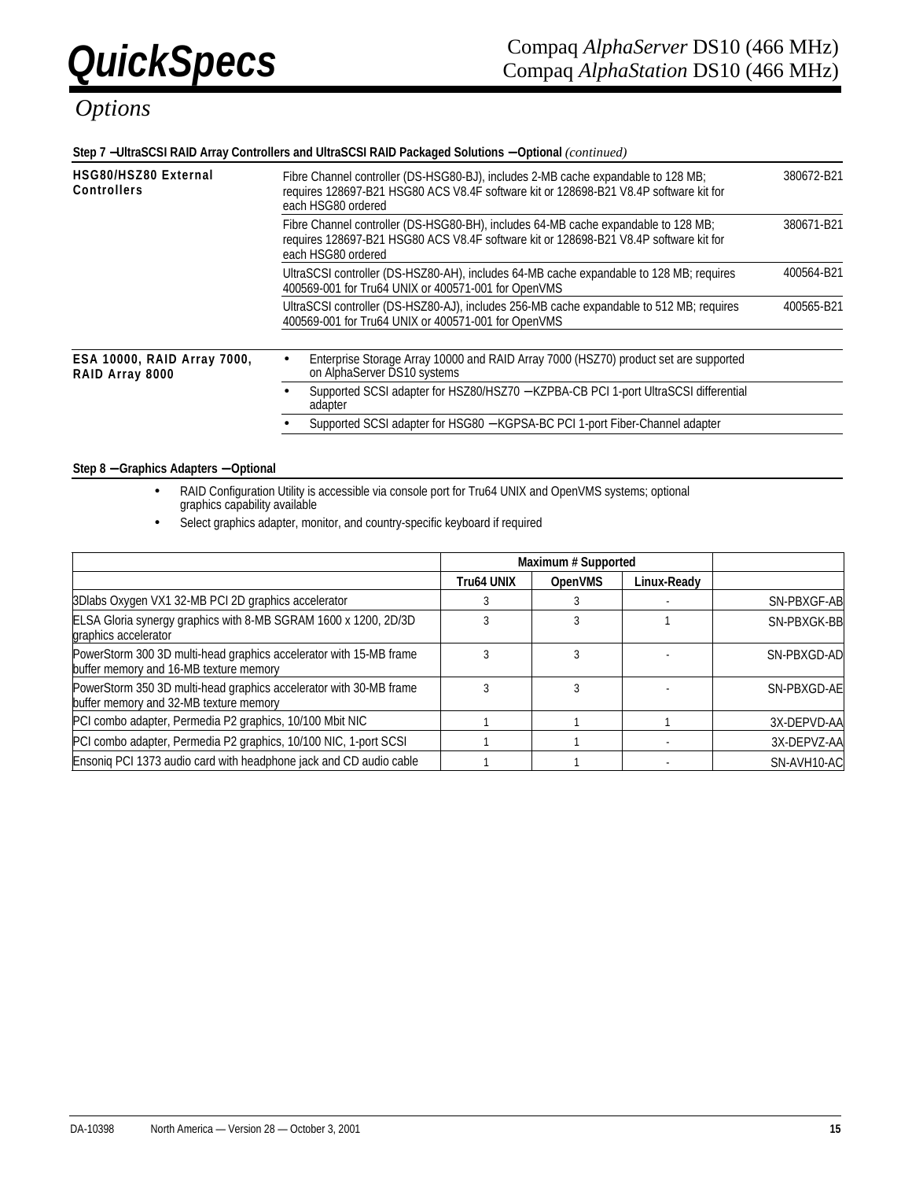## Options

### Step 7 – UltraSCSI RAID Array Controllers and UltraSCSI RAID Packaged Solutions – Optional *(continued)*

| | | |
|---|---|---|
| **HSG80/HSZ80 External Controllers** | Fibre Channel controller (DS-HSG80-BJ), includes 2-MB cache expandable to 128 MB; requires 128697-B21 HSG80 ACS V8.4F software kit or 128698-B21 V8.4P software kit for each HSG80 ordered | 380672-B21 |
| | Fibre Channel controller (DS-HSG80-BH), includes 64-MB cache expandable to 128 MB; requires 128697-B21 HSG80 ACS V8.4F software kit or 128698-B21 V8.4P software kit for each HSG80 ordered | 380671-B21 |
| | UltraSCSI controller (DS-HSZ80-AH), includes 64-MB cache expandable to 128 MB; requires 400569-001 for Tru64 UNIX or 400571-001 for OpenVMS | 400564-B21 |
| | UltraSCSI controller (DS-HSZ80-AJ), includes 256-MB cache expandable to 512 MB; requires 400569-001 for Tru64 UNIX or 400571-001 for OpenVMS | 400565-B21 |
| **ESA 10000, RAID Array 7000, RAID Array 8000** | • Enterprise Storage Array 10000 and RAID Array 7000 (HSZ70) product set are supported on AlphaServer DS10 systems | |
| | • Supported SCSI adapter for HSZ80/HSZ70 – KZPBA-CB PCI 1-port UltraSCSI differential adapter | |
| | • Supported SCSI adapter for HSG80 – KGPSA-BC PCI 1-port Fiber-Channel adapter | |

### Step 8 – Graphics Adapters – Optional

- RAID Configuration Utility is accessible via console port for Tru64 UNIX and OpenVMS systems; optional graphics capability available
- Select graphics adapter, monitor, and country-specific keyboard if required

| | Maximum # Supported | | | |
|---|---|---|---|---|
| | **Tru64 UNIX** | **OpenVMS** | **Linux-Ready** | |
| 3Dlabs Oxygen VX1 32-MB PCI 2D graphics accelerator | 3 | 3 | - | SN-PBXGF-AB |
| ELSA Gloria synergy graphics with 8-MB SGRAM 1600 x 1200, 2D/3D graphics accelerator | 3 | 3 | 1 | SN-PBXGK-BB |
| PowerStorm 300 3D multi-head graphics accelerator with 15-MB frame buffer memory and 16-MB texture memory | 3 | 3 | - | SN-PBXGD-AD |
| PowerStorm 350 3D multi-head graphics accelerator with 30-MB frame buffer memory and 32-MB texture memory | 3 | 3 | - | SN-PBXGD-AE |
| PCI combo adapter, Permedia P2 graphics, 10/100 Mbit NIC | 1 | 1 | 1 | 3X-DEPVD-AA |
| PCI combo adapter, Permedia P2 graphics, 10/100 NIC, 1-port SCSI | 1 | 1 | - | 3X-DEPVZ-AA |
| Ensoniq PCI 1373 audio card with headphone jack and CD audio cable | 1 | 1 | - | SN-AVH10-AC |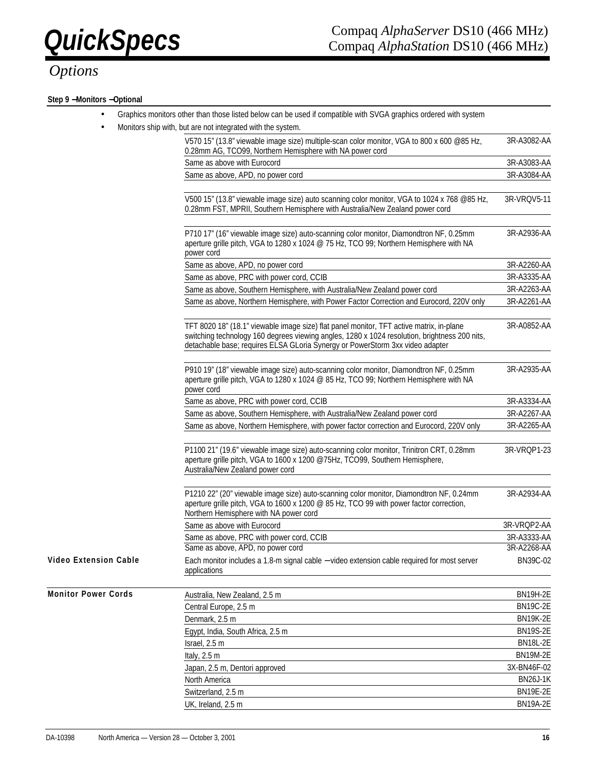## Options

**Step 9 – Monitors – Optional**

- Graphics monitors other than those listed below can be used if compatible with SVGA graphics ordered with system
- Monitors ship with, but are not integrated with the system.

| | Description | Part Number |
|---|---|---|
| | V570 15" (13.8" viewable image size) multiple-scan color monitor, VGA to 800 x 600 @85 Hz, 0.28mm AG, TCO99, Northern Hemisphere with NA power cord | 3R-A3082-AA |
| | Same as above with Eurocord | 3R-A3083-AA |
| | Same as above, APD, no power cord | 3R-A3084-AA |
| | V500 15" (13.8" viewable image size) auto scanning color monitor, VGA to 1024 x 768 @85 Hz, 0.28mm FST, MPRII, Southern Hemisphere with Australia/New Zealand power cord | 3R-VRQV5-11 |
| | P710 17" (16" viewable image size) auto-scanning color monitor, Diamondtron NF, 0.25mm aperture grille pitch, VGA to 1280 x 1024 @ 75 Hz, TCO 99; Northern Hemisphere with NA power cord | 3R-A2936-AA |
| | Same as above, APD, no power cord | 3R-A2260-AA |
| | Same as above, PRC with power cord, CCIB | 3R-A3335-AA |
| | Same as above, Southern Hemisphere, with Australia/New Zealand power cord | 3R-A2263-AA |
| | Same as above, Northern Hemisphere, with Power Factor Correction and Eurocord, 220V only | 3R-A2261-AA |
| | TFT 8020 18" (18.1" viewable image size) flat panel monitor, TFT active matrix, in-plane switching technology 160 degrees viewing angles, 1280 x 1024 resolution, brightness 200 nits, detachable base; requires ELSA GLoria Synergy or PowerStorm 3xx video adapter | 3R-A0852-AA |
| | P910 19" (18" viewable image size) auto-scanning color monitor, Diamondtron NF, 0.25mm aperture grille pitch, VGA to 1280 x 1024 @ 85 Hz, TCO 99; Northern Hemisphere with NA power cord | 3R-A2935-AA |
| | Same as above, PRC with power cord, CCIB | 3R-A3334-AA |
| | Same as above, Southern Hemisphere, with Australia/New Zealand power cord | 3R-A2267-AA |
| | Same as above, Northern Hemisphere, with power factor correction and Eurocord, 220V only | 3R-A2265-AA |
| | P1100 21" (19.6" viewable image size) auto-scanning color monitor, Trinitron CRT, 0.28mm aperture grille pitch, VGA to 1600 x 1200 @75Hz, TCO99, Southern Hemisphere, Australia/New Zealand power cord | 3R-VRQP1-23 |
| | P1210 22" (20" viewable image size) auto-scanning color monitor, Diamondtron NF, 0.24mm aperture grille pitch, VGA to 1600 x 1200 @ 85 Hz, TCO 99 with power factor correction, Northern Hemisphere with NA power cord | 3R-A2934-AA |
| | Same as above with Eurocord | 3R-VRQP2-AA |
| | Same as above, PRC with power cord, CCIB | 3R-A3333-AA |
| | Same as above, APD, no power cord | 3R-A2268-AA |
| **Video Extension Cable** | Each monitor includes a 1.8-m signal cable – video extension cable required for most server applications | BN39C-02 |
| **Monitor Power Cords** | Australia, New Zealand, 2.5 m | BN19H-2E |
| | Central Europe, 2.5 m | BN19C-2E |
| | Denmark, 2.5 m | BN19K-2E |
| | Egypt, India, South Africa, 2.5 m | BN19S-2E |
| | Israel, 2.5 m | BN18L-2E |
| | Italy, 2.5 m | BN19M-2E |
| | Japan, 2.5 m, Dentori approved | 3X-BN46F-02 |
| | North America | BN26J-1K |
| | Switzerland, 2.5 m | BN19E-2E |
| | UK, Ireland, 2.5 m | BN19A-2E |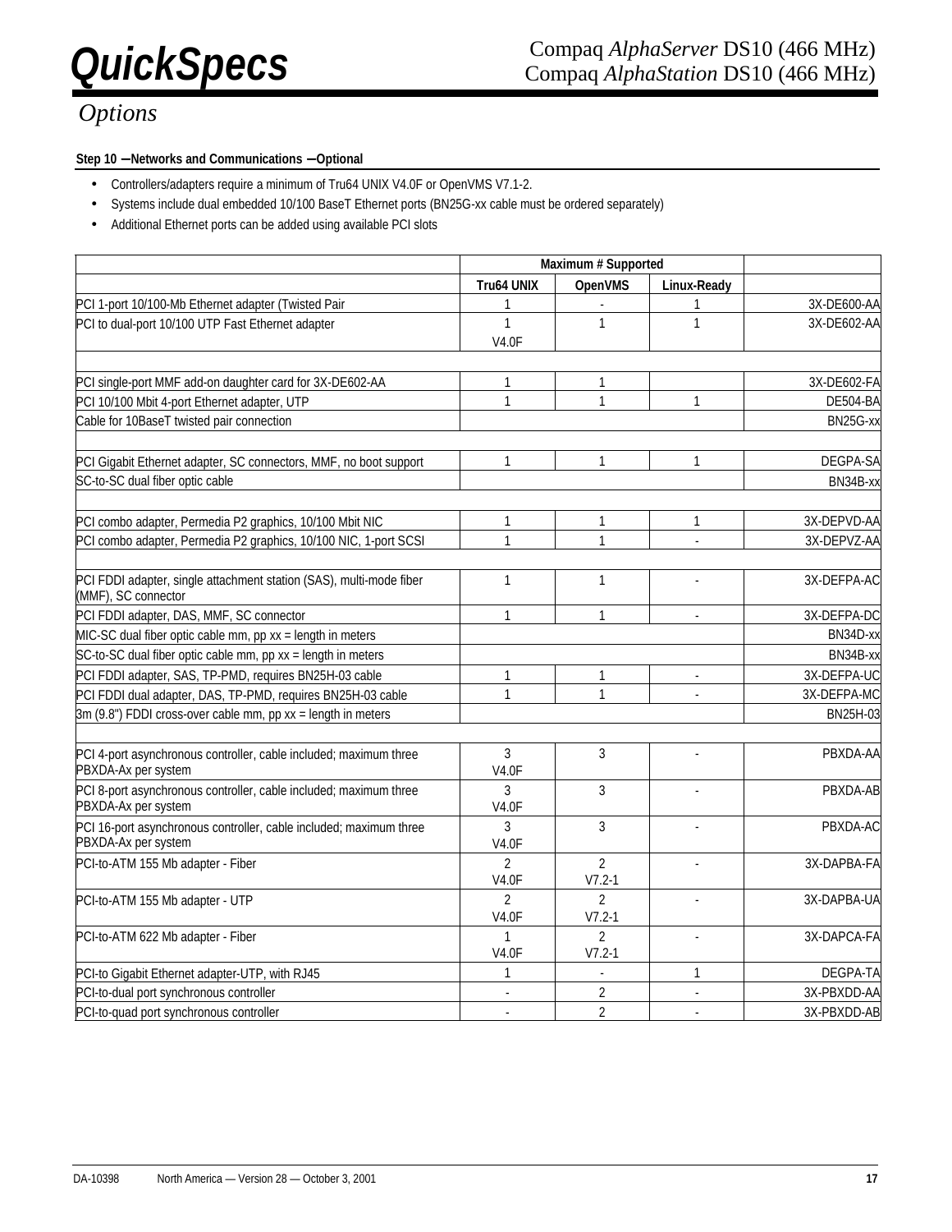# Options

**Step 10 — Networks and Communications — Optional**

- Controllers/adapters require a minimum of Tru64 UNIX V4.0F or OpenVMS V7.1-2.
- Systems include dual embedded 10/100 BaseT Ethernet ports (BN25G-xx cable must be ordered separately)
- Additional Ethernet ports can be added using available PCI slots

| | Maximum # Supported | | | |
|---|---|---|---|---|
| | Tru64 UNIX | OpenVMS | Linux-Ready | |
| PCI 1-port 10/100-Mb Ethernet adapter (Twisted Pair | 1 | - | 1 | 3X-DE600-AA |
| PCI to dual-port 10/100 UTP Fast Ethernet adapter | 1 V4.0F | 1 | 1 | 3X-DE602-AA |
| | | | | |
| PCI single-port MMF add-on daughter card for 3X-DE602-AA | 1 | 1 | | 3X-DE602-FA |
| PCI 10/100 Mbit 4-port Ethernet adapter, UTP | 1 | 1 | 1 | DE504-BA |
| Cable for 10BaseT twisted pair connection | | | | BN25G-xx |
| | | | | |
| PCI Gigabit Ethernet adapter, SC connectors, MMF, no boot support | 1 | 1 | 1 | DEGPA-SA |
| SC-to-SC dual fiber optic cable | | | | BN34B-xx |
| | | | | |
| PCI combo adapter, Permedia P2 graphics, 10/100 Mbit NIC | 1 | 1 | 1 | 3X-DEPVD-AA |
| PCI combo adapter, Permedia P2 graphics, 10/100 NIC, 1-port SCSI | 1 | 1 | - | 3X-DEPVZ-AA |
| | | | | |
| PCI FDDI adapter, single attachment station (SAS), multi-mode fiber (MMF), SC connector | 1 | 1 | - | 3X-DEFPA-AC |
| PCI FDDI adapter, DAS, MMF, SC connector | 1 | 1 | - | 3X-DEFPA-DC |
| MIC-SC dual fiber optic cable mm, pp xx = length in meters | | | | BN34D-xx |
| SC-to-SC dual fiber optic cable mm, pp xx = length in meters | | | | BN34B-xx |
| PCI FDDI adapter, SAS, TP-PMD, requires BN25H-03 cable | 1 | 1 | - | 3X-DEFPA-UC |
| PCI FDDI dual adapter, DAS, TP-PMD, requires BN25H-03 cable | 1 | 1 | - | 3X-DEFPA-MC |
| 3m (9.8") FDDI cross-over cable mm, pp xx = length in meters | | | | BN25H-03 |
| | | | | |
| PCI 4-port asynchronous controller, cable included; maximum three PBXDA-Ax per system | 3 V4.0F | 3 | - | PBXDA-AA |
| PCI 8-port asynchronous controller, cable included; maximum three PBXDA-Ax per system | 3 V4.0F | 3 | - | PBXDA-AB |
| PCI 16-port asynchronous controller, cable included; maximum three PBXDA-Ax per system | 3 V4.0F | 3 | - | PBXDA-AC |
| PCI-to-ATM 155 Mb adapter - Fiber | 2 V4.0F | 2 V7.2-1 | - | 3X-DAPBA-FA |
| PCI-to-ATM 155 Mb adapter - UTP | 2 V4.0F | 2 V7.2-1 | - | 3X-DAPBA-UA |
| PCI-to-ATM 622 Mb adapter - Fiber | 1 V4.0F | 2 V7.2-1 | - | 3X-DAPCA-FA |
| PCI-to Gigabit Ethernet adapter-UTP, with RJ45 | 1 | - | 1 | DEGPA-TA |
| PCI-to-dual port synchronous controller | - | 2 | - | 3X-PBXDD-AA |
| PCI-to-quad port synchronous controller | - | 2 | - | 3X-PBXDD-AB |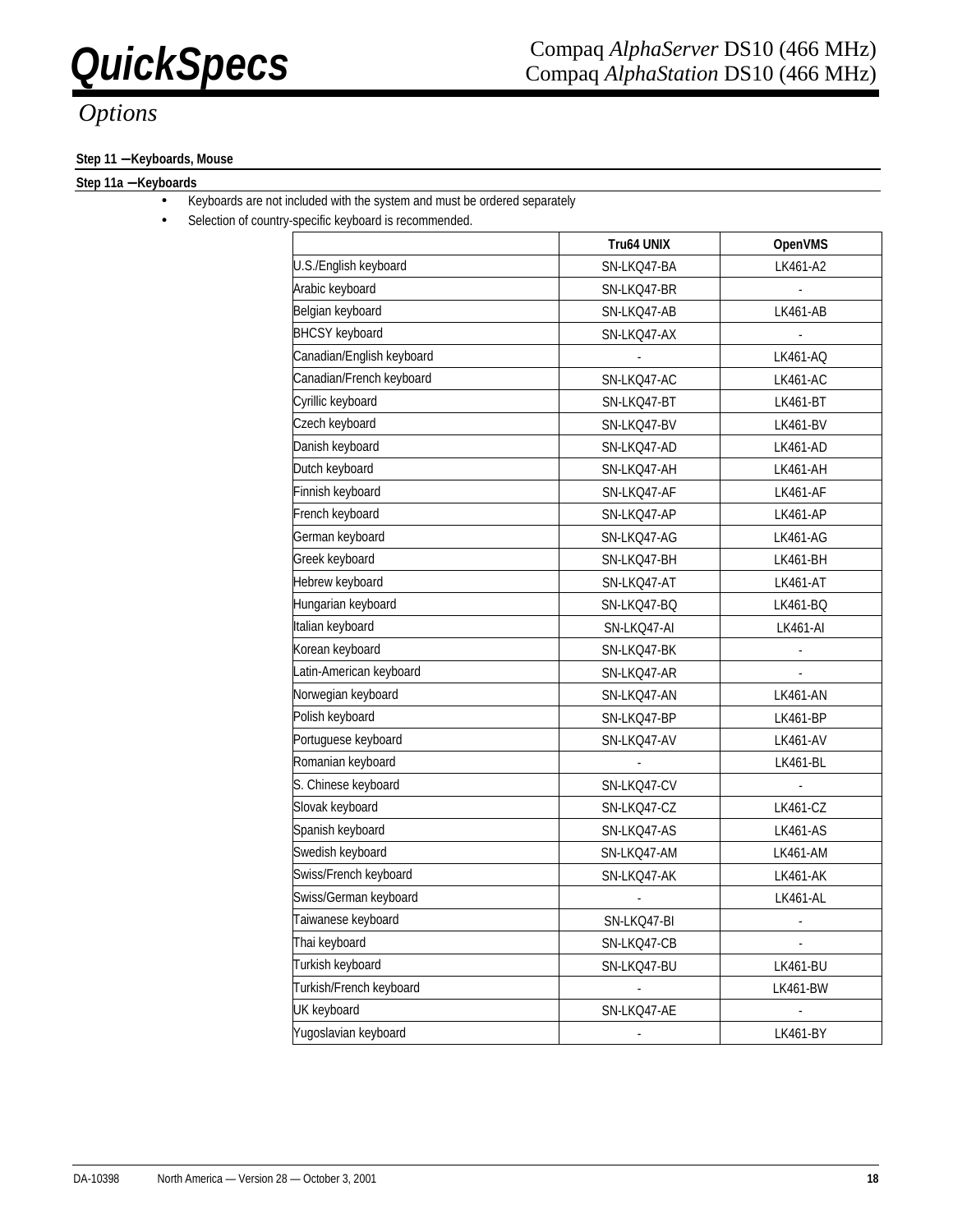## Options

### Step 11 — Keyboards, Mouse

#### Step 11a — Keyboards

- Keyboards are not included with the system and must be ordered separately
- Selection of country-specific keyboard is recommended.

| | Tru64 UNIX | OpenVMS |
|---|---|---|
| U.S./English keyboard | SN-LKQ47-BA | LK461-A2 |
| Arabic keyboard | SN-LKQ47-BR | - |
| Belgian keyboard | SN-LKQ47-AB | LK461-AB |
| BHCSY keyboard | SN-LKQ47-AX | - |
| Canadian/English keyboard | - | LK461-AQ |
| Canadian/French keyboard | SN-LKQ47-AC | LK461-AC |
| Cyrillic keyboard | SN-LKQ47-BT | LK461-BT |
| Czech keyboard | SN-LKQ47-BV | LK461-BV |
| Danish keyboard | SN-LKQ47-AD | LK461-AD |
| Dutch keyboard | SN-LKQ47-AH | LK461-AH |
| Finnish keyboard | SN-LKQ47-AF | LK461-AF |
| French keyboard | SN-LKQ47-AP | LK461-AP |
| German keyboard | SN-LKQ47-AG | LK461-AG |
| Greek keyboard | SN-LKQ47-BH | LK461-BH |
| Hebrew keyboard | SN-LKQ47-AT | LK461-AT |
| Hungarian keyboard | SN-LKQ47-BQ | LK461-BQ |
| Italian keyboard | SN-LKQ47-AI | LK461-AI |
| Korean keyboard | SN-LKQ47-BK | - |
| Latin-American keyboard | SN-LKQ47-AR | - |
| Norwegian keyboard | SN-LKQ47-AN | LK461-AN |
| Polish keyboard | SN-LKQ47-BP | LK461-BP |
| Portuguese keyboard | SN-LKQ47-AV | LK461-AV |
| Romanian keyboard | - | LK461-BL |
| S. Chinese keyboard | SN-LKQ47-CV | - |
| Slovak keyboard | SN-LKQ47-CZ | LK461-CZ |
| Spanish keyboard | SN-LKQ47-AS | LK461-AS |
| Swedish keyboard | SN-LKQ47-AM | LK461-AM |
| Swiss/French keyboard | SN-LKQ47-AK | LK461-AK |
| Swiss/German keyboard | - | LK461-AL |
| Taiwanese keyboard | SN-LKQ47-BI | - |
| Thai keyboard | SN-LKQ47-CB | - |
| Turkish keyboard | SN-LKQ47-BU | LK461-BU |
| Turkish/French keyboard | - | LK461-BW |
| UK keyboard | SN-LKQ47-AE | - |
| Yugoslavian keyboard | - | LK461-BY |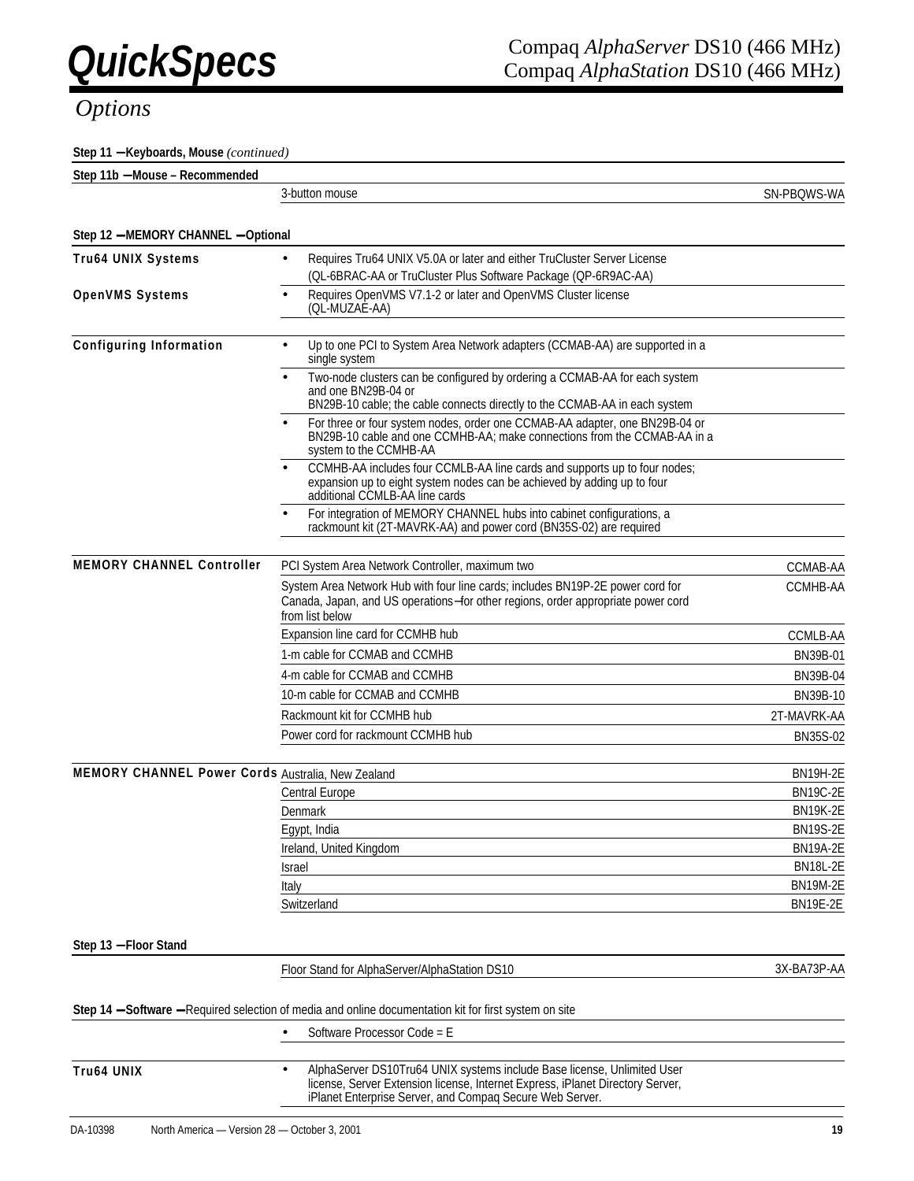## Options

**Step 11 — Keyboards, Mouse** *(continued)*

**Step 11b — Mouse – Recommended**

| | | |
|---|---|---|
| | 3-button mouse | SN-PBQWS-WA |

**Step 12 — MEMORY CHANNEL — Optional**

**Tru64 UNIX Systems**

- Requires Tru64 UNIX V5.0A or later and either TruCluster Server License (QL-6BRAC-AA or TruCluster Plus Software Package (QP-6R9AC-AA)

**OpenVMS Systems**

- Requires OpenVMS V7.1-2 or later and OpenVMS Cluster license (QL-MUZAE-AA)

**Configuring Information**

- Up to one PCI to System Area Network adapters (CCMAB-AA) are supported in a single system
- Two-node clusters can be configured by ordering a CCMAB-AA for each system and one BN29B-04 or BN29B-10 cable; the cable connects directly to the CCMAB-AA in each system
- For three or four system nodes, order one CCMAB-AA adapter, one BN29B-04 or BN29B-10 cable and one CCMHB-AA; make connections from the CCMAB-AA in a system to the CCMHB-AA
- CCMHB-AA includes four CCMLB-AA line cards and supports up to four nodes; expansion up to eight system nodes can be achieved by adding up to four additional CCMLB-AA line cards
- For integration of MEMORY CHANNEL hubs into cabinet configurations, a rackmount kit (2T-MAVRK-AA) and power cord (BN35S-02) are required

| | | |
|---|---|---|
| **MEMORY CHANNEL Controller** | PCI System Area Network Controller, maximum two | CCMAB-AA |
| | System Area Network Hub with four line cards; includes BN19P-2E power cord for Canada, Japan, and US operations—for other regions, order appropriate power cord from list below | CCMHB-AA |
| | Expansion line card for CCMHB hub | CCMLB-AA |
| | 1-m cable for CCMAB and CCMHB | BN39B-01 |
| | 4-m cable for CCMAB and CCMHB | BN39B-04 |
| | 10-m cable for CCMAB and CCMHB | BN39B-10 |
| | Rackmount kit for CCMHB hub | 2T-MAVRK-AA |
| | Power cord for rackmount CCMHB hub | BN35S-02 |

| | | |
|---|---|---|
| **MEMORY CHANNEL Power Cords** | Australia, New Zealand | BN19H-2E |
| | Central Europe | BN19C-2E |
| | Denmark | BN19K-2E |
| | Egypt, India | BN19S-2E |
| | Ireland, United Kingdom | BN19A-2E |
| | Israel | BN18L-2E |
| | Italy | BN19M-2E |
| | Switzerland | BN19E-2E |

**Step 13 — Floor Stand**

| | | |
|---|---|---|
| | Floor Stand for AlphaServer/AlphaStation DS10 | 3X-BA73P-AA |

**Step 14 — Software —** Required selection of media and online documentation kit for first system on site

- Software Processor Code = E

**Tru64 UNIX**

- AlphaServer DS10Tru64 UNIX systems include Base license, Unlimited User license, Server Extension license, Internet Express, iPlanet Directory Server, iPlanet Enterprise Server, and Compaq Secure Web Server.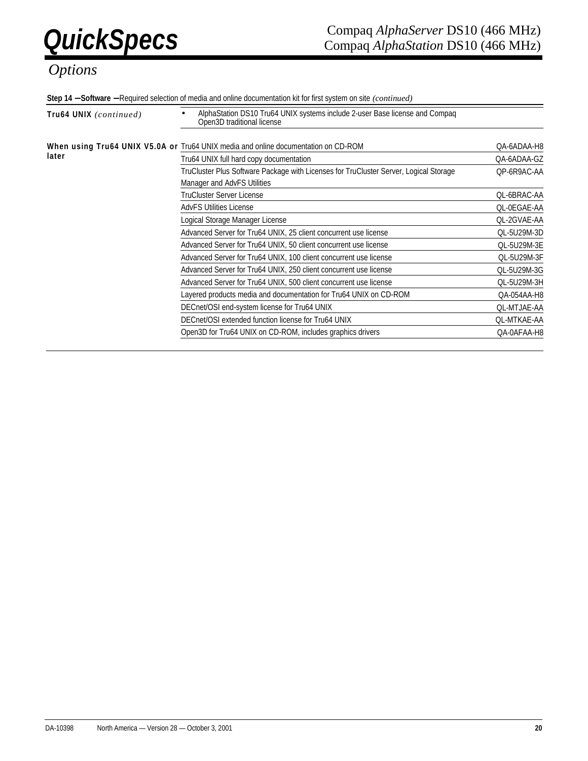## Options

**Step 14 — Software —** Required selection of media and online documentation kit for first system on site *(continued)*

| | | |
|---|---|---|
| **Tru64 UNIX** *(continued)* | • AlphaStation DS10 Tru64 UNIX systems include 2-user Base license and Compaq Open3D traditional license | |
| **When using Tru64 UNIX V5.0A or later** | Tru64 UNIX media and online documentation on CD-ROM | QA-6ADAA-H8 |
| | Tru64 UNIX full hard copy documentation | QA-6ADAA-GZ |
| | TruCluster Plus Software Package with Licenses for TruCluster Server, Logical Storage Manager and AdvFS Utilities | QP-6R9AC-AA |
| | TruCluster Server License | QL-6BRAC-AA |
| | AdvFS Utilities License | QL-0EGAE-AA |
| | Logical Storage Manager License | QL-2GVAE-AA |
| | Advanced Server for Tru64 UNIX, 25 client concurrent use license | QL-5U29M-3D |
| | Advanced Server for Tru64 UNIX, 50 client concurrent use license | QL-5U29M-3E |
| | Advanced Server for Tru64 UNIX, 100 client concurrent use license | QL-5U29M-3F |
| | Advanced Server for Tru64 UNIX, 250 client concurrent use license | QL-5U29M-3G |
| | Advanced Server for Tru64 UNIX, 500 client concurrent use license | QL-5U29M-3H |
| | Layered products media and documentation for Tru64 UNIX on CD-ROM | QA-054AA-H8 |
| | DECnet/OSI end-system license for Tru64 UNIX | QL-MTJAE-AA |
| | DECnet/OSI extended function license for Tru64 UNIX | QL-MTKAE-AA |
| | Open3D for Tru64 UNIX on CD-ROM, includes graphics drivers | QA-0AFAA-H8 |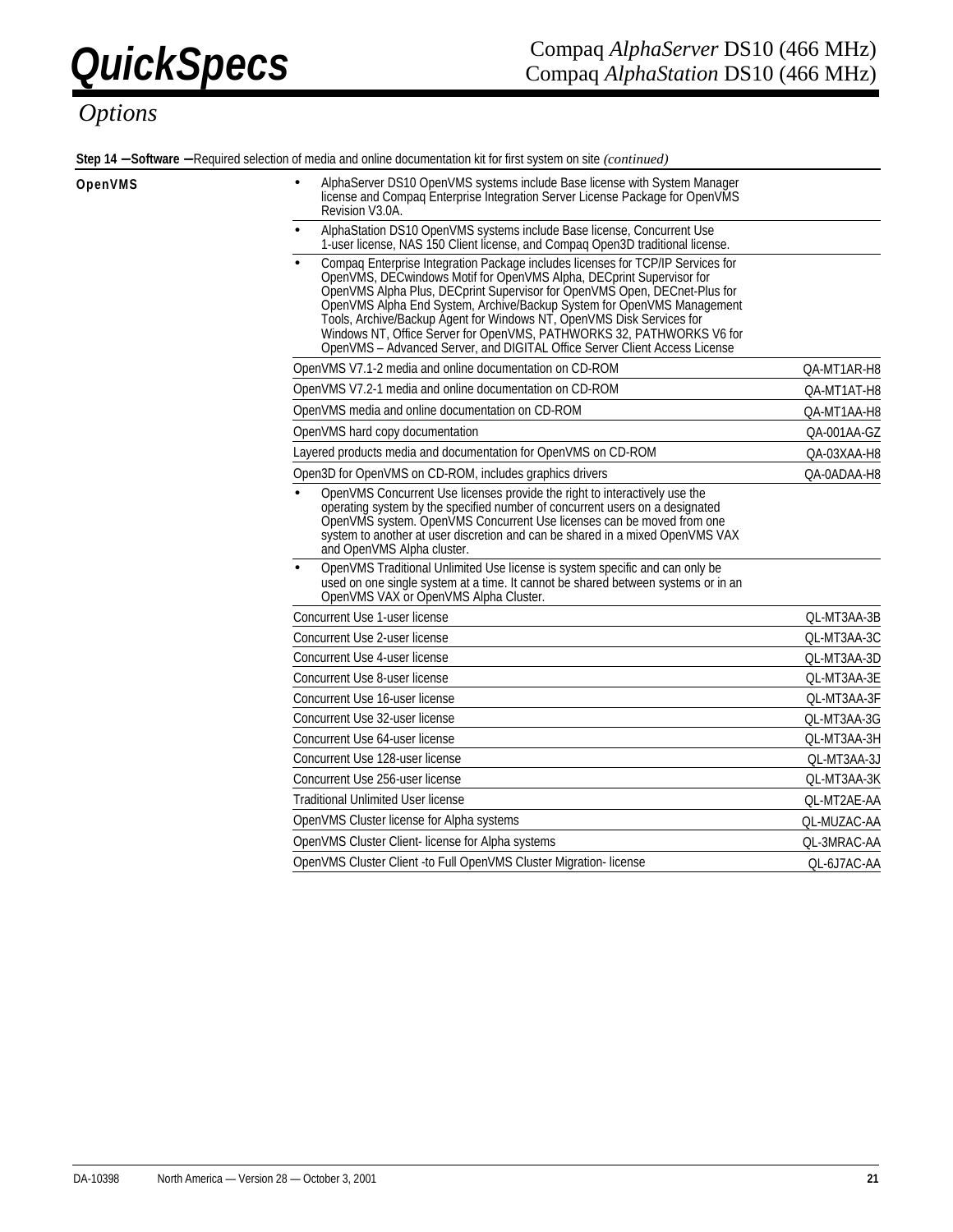# Options

**Step 14 – Software –** Required selection of media and online documentation kit for first system on site *(continued)*

**OpenVMS**

- AlphaServer DS10 OpenVMS systems include Base license with System Manager license and Compaq Enterprise Integration Server License Package for OpenVMS Revision V3.0A.
- AlphaStation DS10 OpenVMS systems include Base license, Concurrent Use 1-user license, NAS 150 Client license, and Compaq Open3D traditional license.
- Compaq Enterprise Integration Package includes licenses for TCP/IP Services for OpenVMS, DECwindows Motif for OpenVMS Alpha, DECprint Supervisor for OpenVMS Alpha Plus, DECprint Supervisor for OpenVMS Open, DECnet-Plus for OpenVMS Alpha End System, Archive/Backup System for OpenVMS Management Tools, Archive/Backup Agent for Windows NT, OpenVMS Disk Services for Windows NT, Office Server for OpenVMS, PATHWORKS 32, PATHWORKS V6 for OpenVMS – Advanced Server, and DIGITAL Office Server Client Access License

| Description | Part Number |
|---|---|
| OpenVMS V7.1-2 media and online documentation on CD-ROM | QA-MT1AR-H8 |
| OpenVMS V7.2-1 media and online documentation on CD-ROM | QA-MT1AT-H8 |
| OpenVMS media and online documentation on CD-ROM | QA-MT1AA-H8 |
| OpenVMS hard copy documentation | QA-001AA-GZ |
| Layered products media and documentation for OpenVMS on CD-ROM | QA-03XAA-H8 |
| Open3D for OpenVMS on CD-ROM, includes graphics drivers | QA-0ADAA-H8 |

- OpenVMS Concurrent Use licenses provide the right to interactively use the operating system by the specified number of concurrent users on a designated OpenVMS system. OpenVMS Concurrent Use licenses can be moved from one system to another at user discretion and can be shared in a mixed OpenVMS VAX and OpenVMS Alpha cluster.
- OpenVMS Traditional Unlimited Use license is system specific and can only be used on one single system at a time. It cannot be shared between systems or in an OpenVMS VAX or OpenVMS Alpha Cluster.

| Description | Part Number |
|---|---|
| Concurrent Use 1-user license | QL-MT3AA-3B |
| Concurrent Use 2-user license | QL-MT3AA-3C |
| Concurrent Use 4-user license | QL-MT3AA-3D |
| Concurrent Use 8-user license | QL-MT3AA-3E |
| Concurrent Use 16-user license | QL-MT3AA-3F |
| Concurrent Use 32-user license | QL-MT3AA-3G |
| Concurrent Use 64-user license | QL-MT3AA-3H |
| Concurrent Use 128-user license | QL-MT3AA-3J |
| Concurrent Use 256-user license | QL-MT3AA-3K |
| Traditional Unlimited User license | QL-MT2AE-AA |
| OpenVMS Cluster license for Alpha systems | QL-MUZAC-AA |
| OpenVMS Cluster Client- license for Alpha systems | QL-3MRAC-AA |
| OpenVMS Cluster Client -to Full OpenVMS Cluster Migration- license | QL-6J7AC-AA |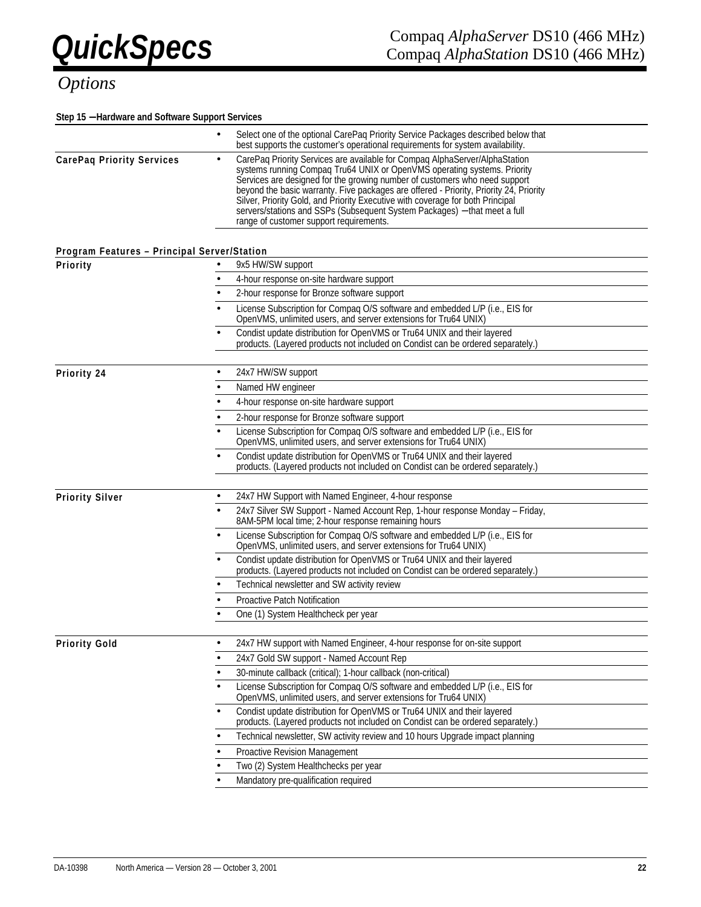## Options

### Step 15 – Hardware and Software Support Services

| | |
|---|---|
| | • Select one of the optional CarePaq Priority Service Packages described below that best supports the customer's operational requirements for system availability. |
| **CarePaq Priority Services** | • CarePaq Priority Services are available for Compaq AlphaServer/AlphaStation systems running Compaq Tru64 UNIX or OpenVMS operating systems. Priority Services are designed for the growing number of customers who need support beyond the basic warranty. Five packages are offered - Priority, Priority 24, Priority Silver, Priority Gold, and Priority Executive with coverage for both Principal servers/stations and SSPs (Subsequent System Packages) – that meet a full range of customer support requirements. |

### Program Features – Principal Server/Station

| | |
|---|---|
| **Priority** | • 9x5 HW/SW support |
| | • 4-hour response on-site hardware support |
| | • 2-hour response for Bronze software support |
| | • License Subscription for Compaq O/S software and embedded L/P (i.e., EIS for OpenVMS, unlimited users, and server extensions for Tru64 UNIX) |
| | • Condist update distribution for OpenVMS or Tru64 UNIX and their layered products. (Layered products not included on Condist can be ordered separately.) |
| **Priority 24** | • 24x7 HW/SW support |
| | • Named HW engineer |
| | • 4-hour response on-site hardware support |
| | • 2-hour response for Bronze software support |
| | • License Subscription for Compaq O/S software and embedded L/P (i.e., EIS for OpenVMS, unlimited users, and server extensions for Tru64 UNIX) |
| | • Condist update distribution for OpenVMS or Tru64 UNIX and their layered products. (Layered products not included on Condist can be ordered separately.) |
| **Priority Silver** | • 24x7 HW Support with Named Engineer, 4-hour response |
| | • 24x7 Silver SW Support - Named Account Rep, 1-hour response Monday – Friday, 8AM-5PM local time; 2-hour response remaining hours |
| | • License Subscription for Compaq O/S software and embedded L/P (i.e., EIS for OpenVMS, unlimited users, and server extensions for Tru64 UNIX) |
| | • Condist update distribution for OpenVMS or Tru64 UNIX and their layered products. (Layered products not included on Condist can be ordered separately.) |
| | • Technical newsletter and SW activity review |
| | • Proactive Patch Notification |
| | • One (1) System Healthcheck per year |
| **Priority Gold** | • 24x7 HW support with Named Engineer, 4-hour response for on-site support |
| | • 24x7 Gold SW support - Named Account Rep |
| | • 30-minute callback (critical); 1-hour callback (non-critical) |
| | • License Subscription for Compaq O/S software and embedded L/P (i.e., EIS for OpenVMS, unlimited users, and server extensions for Tru64 UNIX) |
| | • Condist update distribution for OpenVMS or Tru64 UNIX and their layered products. (Layered products not included on Condist can be ordered separately.) |
| | • Technical newsletter, SW activity review and 10 hours Upgrade impact planning |
| | • Proactive Revision Management |
| | • Two (2) System Healthchecks per year |
| | • Mandatory pre-qualification required |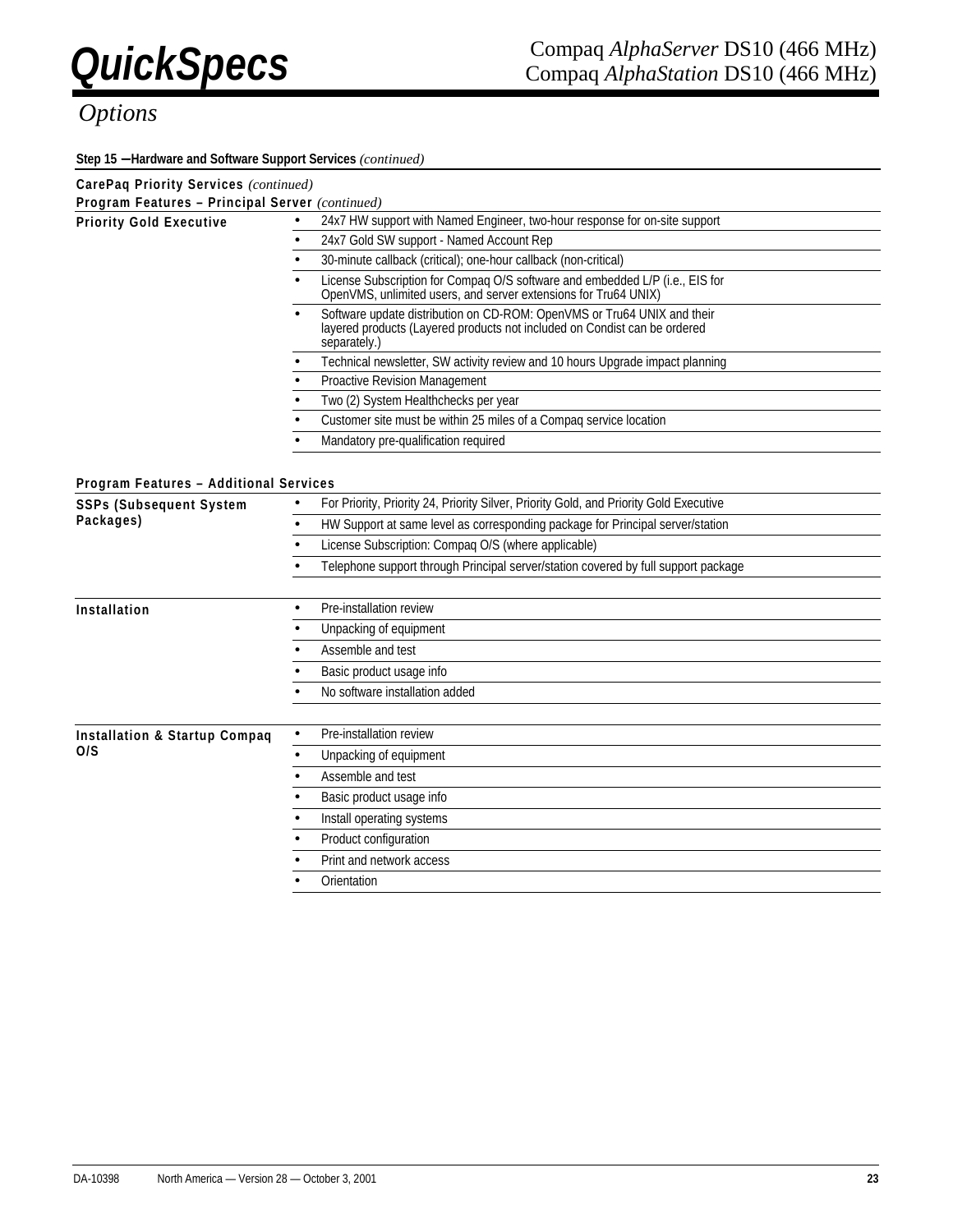# Options

**Step 15 — Hardware and Software Support Services** *(continued)*

**CarePaq Priority Services** *(continued)*

**Program Features – Principal Server** *(continued)*

| | |
|---|---|
| **Priority Gold Executive** | • 24x7 HW support with Named Engineer, two-hour response for on-site support |
| | • 24x7 Gold SW support - Named Account Rep |
| | • 30-minute callback (critical); one-hour callback (non-critical) |
| | • License Subscription for Compaq O/S software and embedded L/P (i.e., EIS for OpenVMS, unlimited users, and server extensions for Tru64 UNIX) |
| | • Software update distribution on CD-ROM: OpenVMS or Tru64 UNIX and their layered products (Layered products not included on Condist can be ordered separately.) |
| | • Technical newsletter, SW activity review and 10 hours Upgrade impact planning |
| | • Proactive Revision Management |
| | • Two (2) System Healthchecks per year |
| | • Customer site must be within 25 miles of a Compaq service location |
| | • Mandatory pre-qualification required |

**Program Features – Additional Services**

| | |
|---|---|
| **SSPs (Subsequent System Packages)** | • For Priority, Priority 24, Priority Silver, Priority Gold, and Priority Gold Executive |
| | • HW Support at same level as corresponding package for Principal server/station |
| | • License Subscription: Compaq O/S (where applicable) |
| | • Telephone support through Principal server/station covered by full support package |
| **Installation** | • Pre-installation review |
| | • Unpacking of equipment |
| | • Assemble and test |
| | • Basic product usage info |
| | • No software installation added |
| **Installation & Startup Compaq O/S** | • Pre-installation review |
| | • Unpacking of equipment |
| | • Assemble and test |
| | • Basic product usage info |
| | • Install operating systems |
| | • Product configuration |
| | • Print and network access |
| | • Orientation |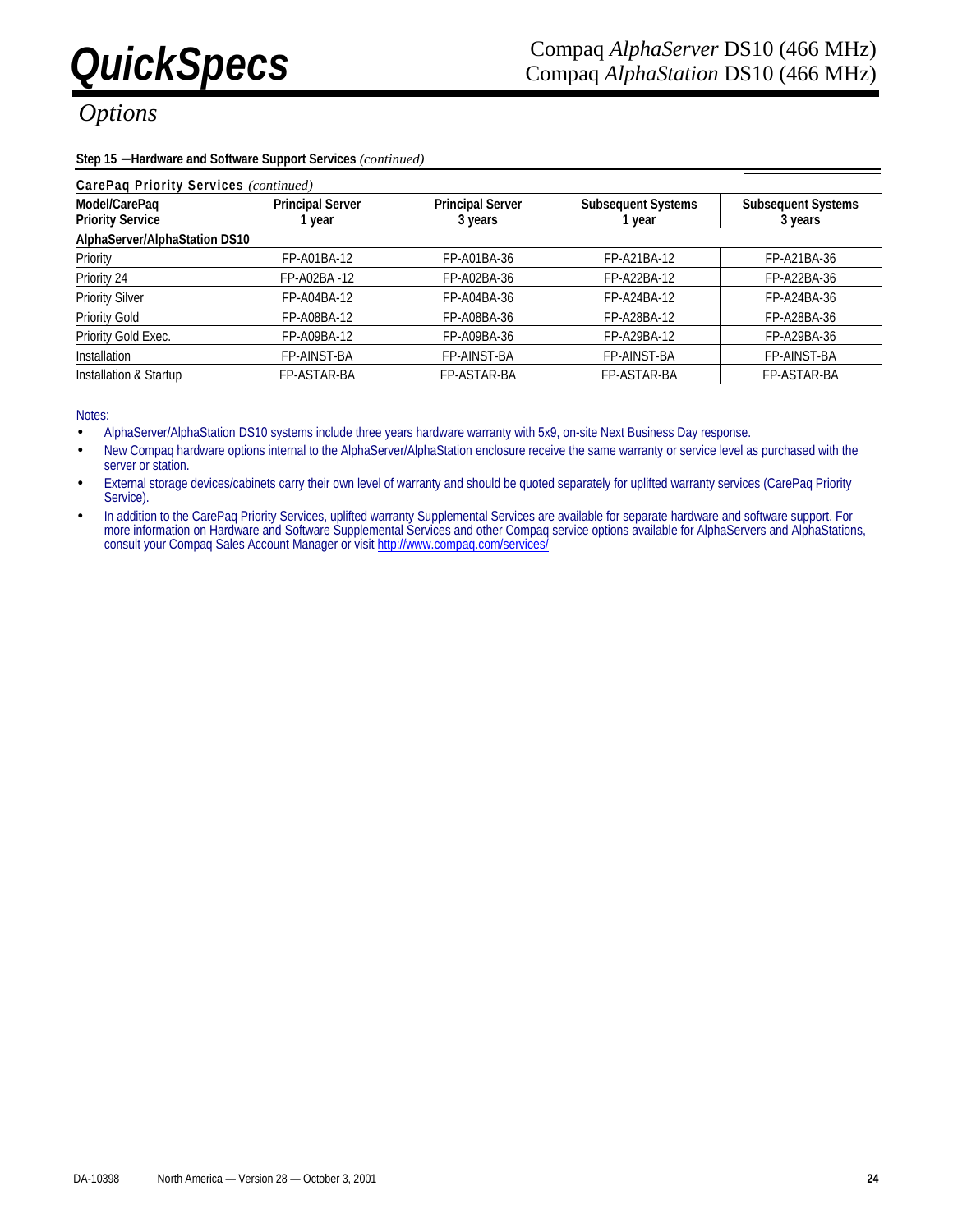## Options

**Step 15 — Hardware and Software Support Services** *(continued)*

**CarePaq Priority Services** *(continued)*

| Model/CarePaq Priority Service | Principal Server 1 year | Principal Server 3 years | Subsequent Systems 1 year | Subsequent Systems 3 years |
|---|---|---|---|---|
| **AlphaServer/AlphaStation DS10** | | | | |
| Priority | FP-A01BA-12 | FP-A01BA-36 | FP-A21BA-12 | FP-A21BA-36 |
| Priority 24 | FP-A02BA -12 | FP-A02BA-36 | FP-A22BA-12 | FP-A22BA-36 |
| Priority Silver | FP-A04BA-12 | FP-A04BA-36 | FP-A24BA-12 | FP-A24BA-36 |
| Priority Gold | FP-A08BA-12 | FP-A08BA-36 | FP-A28BA-12 | FP-A28BA-36 |
| Priority Gold Exec. | FP-A09BA-12 | FP-A09BA-36 | FP-A29BA-12 | FP-A29BA-36 |
| Installation | FP-AINST-BA | FP-AINST-BA | FP-AINST-BA | FP-AINST-BA |
| Installation & Startup | FP-ASTAR-BA | FP-ASTAR-BA | FP-ASTAR-BA | FP-ASTAR-BA |

Notes:

- AlphaServer/AlphaStation DS10 systems include three years hardware warranty with 5x9, on-site Next Business Day response.
- New Compaq hardware options internal to the AlphaServer/AlphaStation enclosure receive the same warranty or service level as purchased with the server or station.
- External storage devices/cabinets carry their own level of warranty and should be quoted separately for uplifted warranty services (CarePaq Priority Service).
- In addition to the CarePaq Priority Services, uplifted warranty Supplemental Services are available for separate hardware and software support. For more information on Hardware and Software Supplemental Services and other Compaq service options available for AlphaServers and AlphaStations, consult your Compaq Sales Account Manager or visit http://www.compaq.com/services/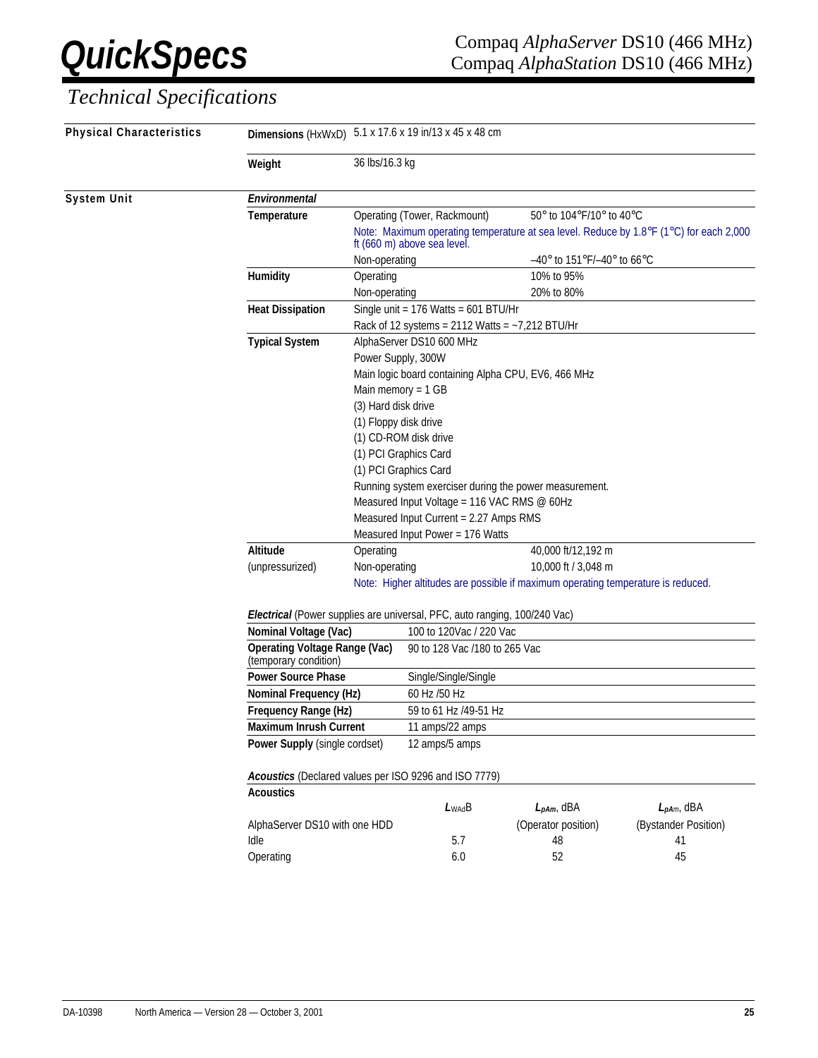# Technical Specifications

## Physical Characteristics

| | |
|---|---|
| **Dimensions** (HxWxD) | 5.1 x 17.6 x 19 in/13 x 45 x 48 cm |
| **Weight** | 36 lbs/16.3 kg |

## System Unit

### *Environmental*

| | | |
|---|---|---|
| **Temperature** | Operating (Tower, Rackmount) | 50° to 104°F/10° to 40°C |
| | Note: Maximum operating temperature at sea level. Reduce by 1.8°F (1°C) for each 2,000 ft (660 m) above sea level. | |
| | Non-operating | –40° to 151°F/–40° to 66°C |
| **Humidity** | Operating | 10% to 95% |
| | Non-operating | 20% to 80% |
| **Heat Dissipation** | Single unit = 176 Watts = 601 BTU/Hr | |
| | Rack of 12 systems = 2112 Watts = ~7,212 BTU/Hr | |
| **Typical System** | AlphaServer DS10 600 MHz | |
| | Power Supply, 300W | |
| | Main logic board containing Alpha CPU, EV6, 466 MHz | |
| | Main memory = 1 GB | |
| | (3) Hard disk drive | |
| | (1) Floppy disk drive | |
| | (1) CD-ROM disk drive | |
| | (1) PCI Graphics Card | |
| | (1) PCI Graphics Card | |
| | Running system exerciser during the power measurement. | |
| | Measured Input Voltage = 116 VAC RMS @ 60Hz | |
| | Measured Input Current = 2.27 Amps RMS | |
| | Measured Input Power = 176 Watts | |
| **Altitude** | Operating | 40,000 ft/12,192 m |
| (unpressurized) | Non-operating | 10,000 ft / 3,048 m |
| | Note: Higher altitudes are possible if maximum operating temperature is reduced. | |

### *Electrical* (Power supplies are universal, PFC, auto ranging, 100/240 Vac)

| | |
|---|---|
| **Nominal Voltage (Vac)** | 100 to 120Vac / 220 Vac |
| **Operating Voltage Range (Vac)** (temporary condition) | 90 to 128 Vac /180 to 265 Vac |
| **Power Source Phase** | Single/Single/Single |
| **Nominal Frequency (Hz)** | 60 Hz /50 Hz |
| **Frequency Range (Hz)** | 59 to 61 Hz /49-51 Hz |
| **Maximum Inrush Current** | 11 amps/22 amps |
| **Power Supply** (single cordset) | 12 amps/5 amps |

### *Acoustics* (Declared values per ISO 9296 and ISO 7779)

| **Acoustics** | $L_{WAd}$B | $L_{pAm}$, dBA | $L_{pAm}$, dBA |
|---|---|---|---|
| AlphaServer DS10 with one HDD | | (Operator position) | (Bystander Position) |
| Idle | 5.7 | 48 | 41 |
| Operating | 6.0 | 52 | 45 |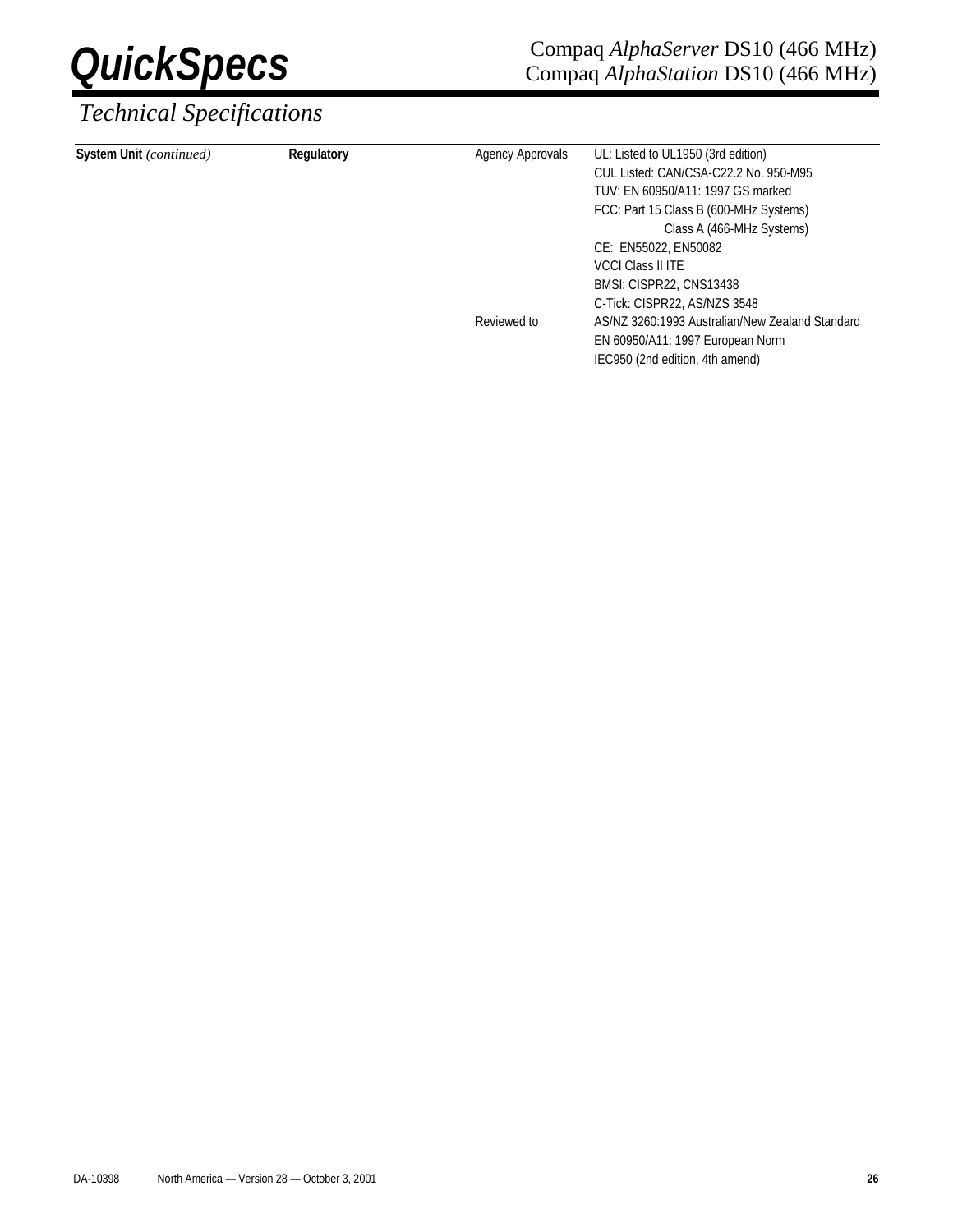## Technical Specifications

| | | | |
|---|---|---|---|
| **System Unit** *(continued)* | **Regulatory** | Agency Approvals | UL: Listed to UL1950 (3rd edition) |
| | | | CUL Listed: CAN/CSA-C22.2 No. 950-M95 |
| | | | TUV: EN 60950/A11: 1997 GS marked |
| | | | FCC: Part 15 Class B (600-MHz Systems) |
| | | | Class A (466-MHz Systems) |
| | | | CE: EN55022, EN50082 |
| | | | VCCI Class II ITE |
| | | | BMSI: CISPR22, CNS13438 |
| | | | C-Tick: CISPR22, AS/NZS 3548 |
| | | Reviewed to | AS/NZ 3260:1993 Australian/New Zealand Standard |
| | | | EN 60950/A11: 1997 European Norm |
| | | | IEC950 (2nd edition, 4th amend) |